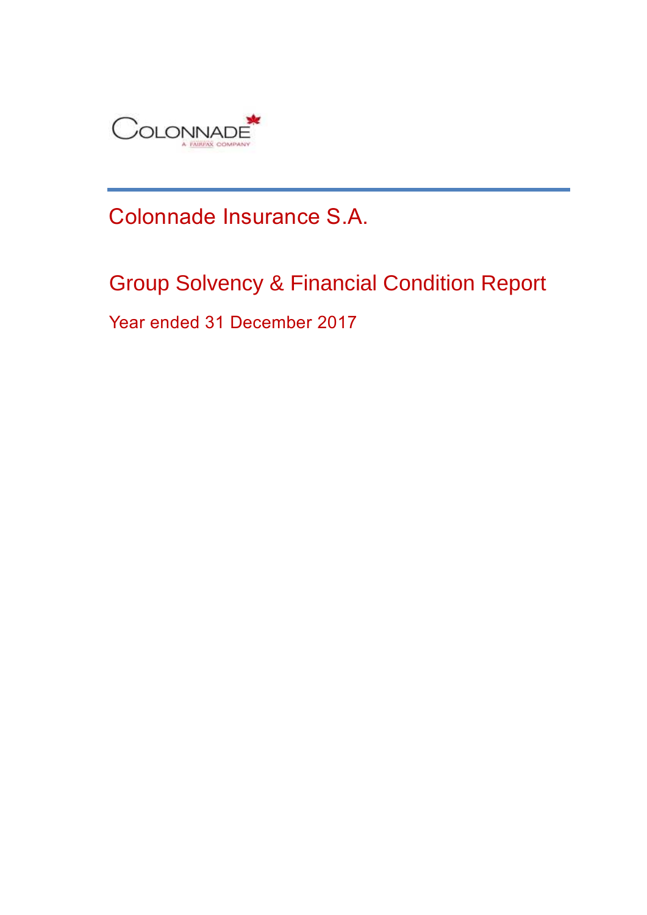COLONNADE

A FAIRFAX COMPANY

# Colonnade Insurance S.A.

## Group Solvency & Financial Condition Report

Year ended 31 December 2017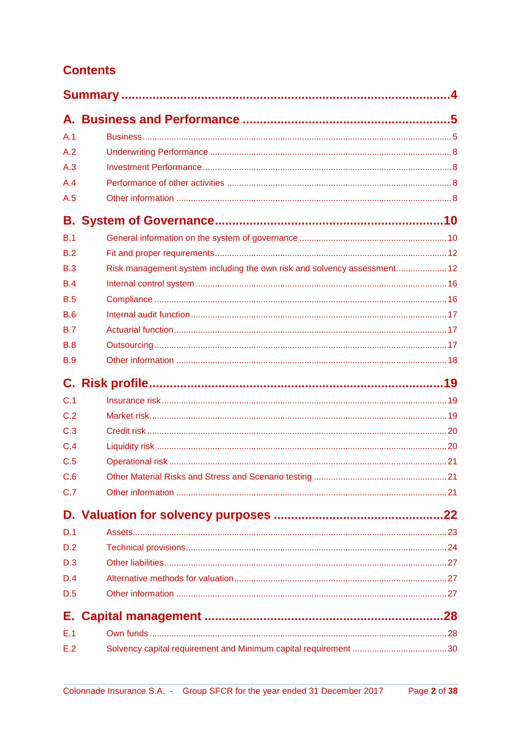# Contents

**Summary** ..... 4

**A. Business and Performance** ..... 5

- A.1 Business ..... 5
- A.2 Underwriting Performance ..... 8
- A.3 Investment Performance ..... 8
- A.4 Performance of other activities ..... 8
- A.5 Other information ..... 8

**B. System of Governance** ..... 10

- B.1 General information on the system of governance ..... 10
- B.2 Fit and proper requirements ..... 12
- B.3 Risk management system including the own risk and solvency assessment ..... 12
- B.4 Internal control system ..... 16
- B.5 Compliance ..... 16
- B.6 Internal audit function ..... 17
- B.7 Actuarial function ..... 17
- B.8 Outsourcing ..... 17
- B.9 Other information ..... 18

**C. Risk profile** ..... 19

- C.1 Insurance risk ..... 19
- C.2 Market risk ..... 19
- C.3 Credit risk ..... 20
- C.4 Liquidity risk ..... 20
- C.5 Operational risk ..... 21
- C.6 Other Material Risks and Stress and Scenario testing ..... 21
- C.7 Other information ..... 21

**D. Valuation for solvency purposes** ..... 22

- D.1 Assets ..... 23
- D.2 Technical provisions ..... 24
- D.3 Other liabilities ..... 27
- D.4 Alternative methods for valuation ..... 27
- D.5 Other information ..... 27

**E. Capital management** ..... 28

- E.1 Own funds ..... 28
- E.2 Solvency capital requirement and Minimum capital requirement ..... 30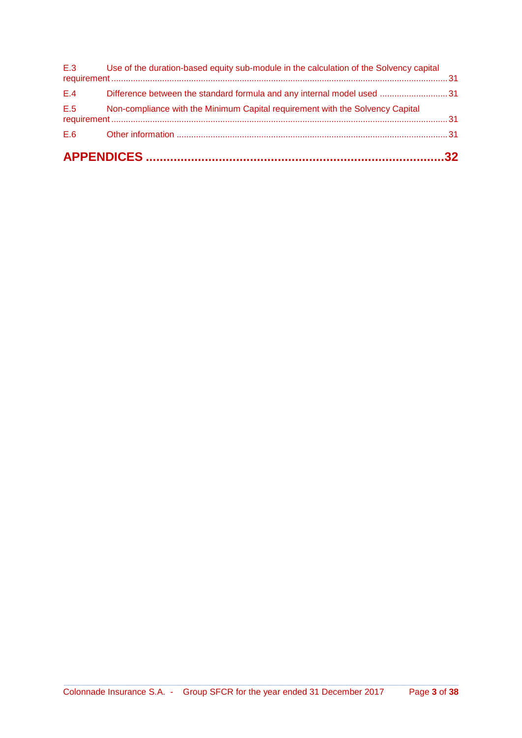E.3 Use of the duration-based equity sub-module in the calculation of the Solvency capital requirement ........................................................................................................................................ 31

E.4 Difference between the standard formula and any internal model used ........................... 31

E.5 Non-compliance with the Minimum Capital requirement with the Solvency Capital requirement ........................................................................................................................................ 31

E.6 Other information ................................................................................................................ 31

**APPENDICES .......................................................................................... 32**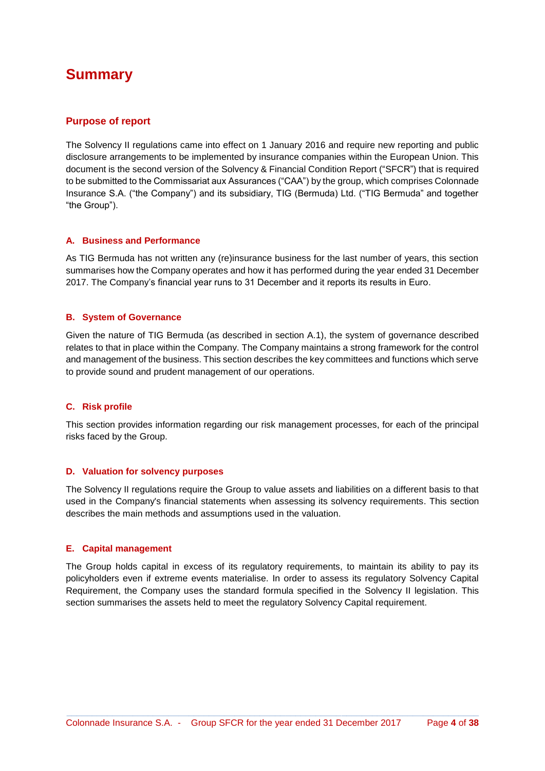# Summary

## Purpose of report

The Solvency II regulations came into effect on 1 January 2016 and require new reporting and public disclosure arrangements to be implemented by insurance companies within the European Union. This document is the second version of the Solvency & Financial Condition Report ("SFCR") that is required to be submitted to the Commissariat aux Assurances ("CAA") by the group, which comprises Colonnade Insurance S.A. ("the Company") and its subsidiary, TIG (Bermuda) Ltd. ("TIG Bermuda" and together "the Group").

### A. Business and Performance

As TIG Bermuda has not written any (re)insurance business for the last number of years, this section summarises how the Company operates and how it has performed during the year ended 31 December 2017. The Company's financial year runs to 31 December and it reports its results in Euro.

### B. System of Governance

Given the nature of TIG Bermuda (as described in section A.1), the system of governance described relates to that in place within the Company. The Company maintains a strong framework for the control and management of the business. This section describes the key committees and functions which serve to provide sound and prudent management of our operations.

### C. Risk profile

This section provides information regarding our risk management processes, for each of the principal risks faced by the Group.

### D. Valuation for solvency purposes

The Solvency II regulations require the Group to value assets and liabilities on a different basis to that used in the Company's financial statements when assessing its solvency requirements. This section describes the main methods and assumptions used in the valuation.

### E. Capital management

The Group holds capital in excess of its regulatory requirements, to maintain its ability to pay its policyholders even if extreme events materialise. In order to assess its regulatory Solvency Capital Requirement, the Company uses the standard formula specified in the Solvency II legislation. This section summarises the assets held to meet the regulatory Solvency Capital requirement.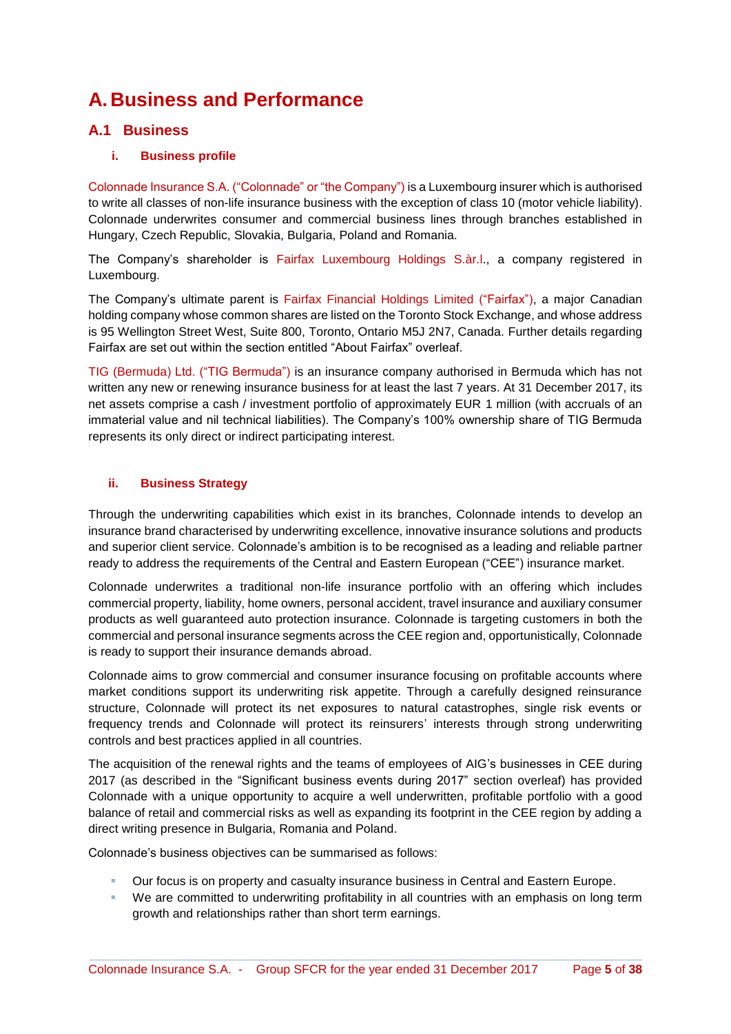# A. Business and Performance

## A.1 Business

### i. Business profile

Colonnade Insurance S.A. ("Colonnade" or "the Company") is a Luxembourg insurer which is authorised to write all classes of non-life insurance business with the exception of class 10 (motor vehicle liability). Colonnade underwrites consumer and commercial business lines through branches established in Hungary, Czech Republic, Slovakia, Bulgaria, Poland and Romania.

The Company's shareholder is Fairfax Luxembourg Holdings S.àr.l., a company registered in Luxembourg.

The Company's ultimate parent is Fairfax Financial Holdings Limited ("Fairfax"), a major Canadian holding company whose common shares are listed on the Toronto Stock Exchange, and whose address is 95 Wellington Street West, Suite 800, Toronto, Ontario M5J 2N7, Canada. Further details regarding Fairfax are set out within the section entitled "About Fairfax" overleaf.

TIG (Bermuda) Ltd. ("TIG Bermuda") is an insurance company authorised in Bermuda which has not written any new or renewing insurance business for at least the last 7 years. At 31 December 2017, its net assets comprise a cash / investment portfolio of approximately EUR 1 million (with accruals of an immaterial value and nil technical liabilities). The Company's 100% ownership share of TIG Bermuda represents its only direct or indirect participating interest.

### ii. Business Strategy

Through the underwriting capabilities which exist in its branches, Colonnade intends to develop an insurance brand characterised by underwriting excellence, innovative insurance solutions and products and superior client service. Colonnade's ambition is to be recognised as a leading and reliable partner ready to address the requirements of the Central and Eastern European ("CEE") insurance market.

Colonnade underwrites a traditional non-life insurance portfolio with an offering which includes commercial property, liability, home owners, personal accident, travel insurance and auxiliary consumer products as well guaranteed auto protection insurance. Colonnade is targeting customers in both the commercial and personal insurance segments across the CEE region and, opportunistically, Colonnade is ready to support their insurance demands abroad.

Colonnade aims to grow commercial and consumer insurance focusing on profitable accounts where market conditions support its underwriting risk appetite. Through a carefully designed reinsurance structure, Colonnade will protect its net exposures to natural catastrophes, single risk events or frequency trends and Colonnade will protect its reinsurers' interests through strong underwriting controls and best practices applied in all countries.

The acquisition of the renewal rights and the teams of employees of AIG's businesses in CEE during 2017 (as described in the "Significant business events during 2017" section overleaf) has provided Colonnade with a unique opportunity to acquire a well underwritten, profitable portfolio with a good balance of retail and commercial risks as well as expanding its footprint in the CEE region by adding a direct writing presence in Bulgaria, Romania and Poland.

Colonnade's business objectives can be summarised as follows:

- Our focus is on property and casualty insurance business in Central and Eastern Europe.
- We are committed to underwriting profitability in all countries with an emphasis on long term growth and relationships rather than short term earnings.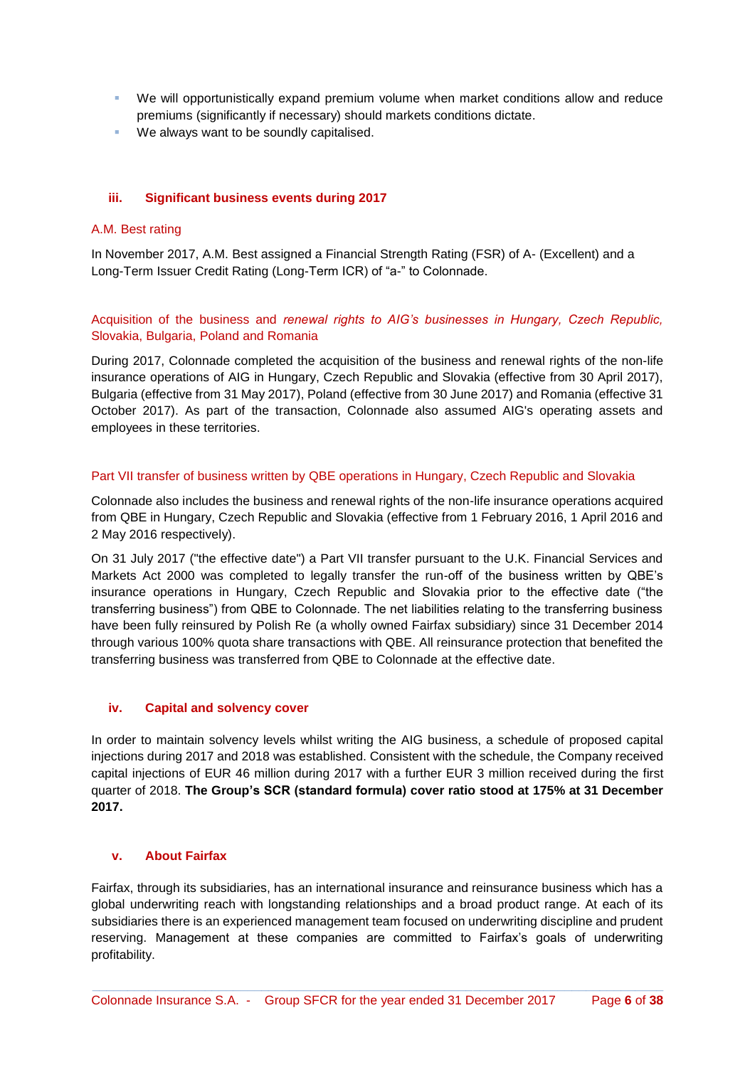- We will opportunistically expand premium volume when market conditions allow and reduce premiums (significantly if necessary) should markets conditions dictate.
- We always want to be soundly capitalised.

### iii. Significant business events during 2017

#### A.M. Best rating

In November 2017, A.M. Best assigned a Financial Strength Rating (FSR) of A- (Excellent) and a Long-Term Issuer Credit Rating (Long-Term ICR) of "a-" to Colonnade.

#### Acquisition of the business and *renewal rights to AIG's businesses in Hungary, Czech Republic,* Slovakia, Bulgaria, Poland and Romania

During 2017, Colonnade completed the acquisition of the business and renewal rights of the non-life insurance operations of AIG in Hungary, Czech Republic and Slovakia (effective from 30 April 2017), Bulgaria (effective from 31 May 2017), Poland (effective from 30 June 2017) and Romania (effective 31 October 2017). As part of the transaction, Colonnade also assumed AIG's operating assets and employees in these territories.

#### Part VII transfer of business written by QBE operations in Hungary, Czech Republic and Slovakia

Colonnade also includes the business and renewal rights of the non-life insurance operations acquired from QBE in Hungary, Czech Republic and Slovakia (effective from 1 February 2016, 1 April 2016 and 2 May 2016 respectively).

On 31 July 2017 ("the effective date") a Part VII transfer pursuant to the U.K. Financial Services and Markets Act 2000 was completed to legally transfer the run-off of the business written by QBE's insurance operations in Hungary, Czech Republic and Slovakia prior to the effective date ("the transferring business") from QBE to Colonnade. The net liabilities relating to the transferring business have been fully reinsured by Polish Re (a wholly owned Fairfax subsidiary) since 31 December 2014 through various 100% quota share transactions with QBE. All reinsurance protection that benefited the transferring business was transferred from QBE to Colonnade at the effective date.

### iv. Capital and solvency cover

In order to maintain solvency levels whilst writing the AIG business, a schedule of proposed capital injections during 2017 and 2018 was established. Consistent with the schedule, the Company received capital injections of EUR 46 million during 2017 with a further EUR 3 million received during the first quarter of 2018. **The Group's SCR (standard formula) cover ratio stood at 175% at 31 December 2017.**

### v. About Fairfax

Fairfax, through its subsidiaries, has an international insurance and reinsurance business which has a global underwriting reach with longstanding relationships and a broad product range. At each of its subsidiaries there is an experienced management team focused on underwriting discipline and prudent reserving. Management at these companies are committed to Fairfax's goals of underwriting profitability.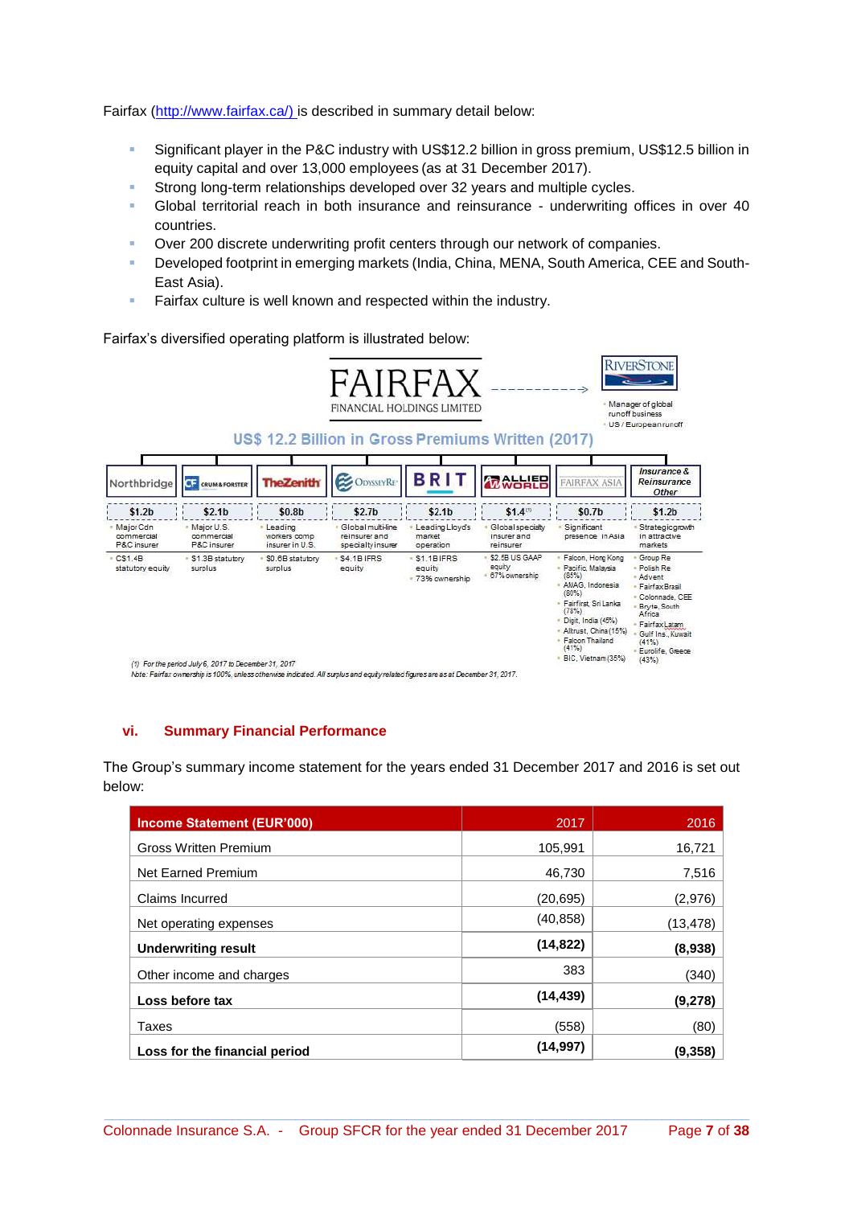Fairfax (http://www.fairfax.ca/) is described in summary detail below:

- Significant player in the P&C industry with US$12.2 billion in gross premium, US$12.5 billion in equity capital and over 13,000 employees (as at 31 December 2017).
- Strong long-term relationships developed over 32 years and multiple cycles.
- Global territorial reach in both insurance and reinsurance - underwriting offices in over 40 countries.
- Over 200 discrete underwriting profit centers through our network of companies.
- Developed footprint in emerging markets (India, China, MENA, South America, CEE and South-East Asia).
- Fairfax culture is well known and respected within the industry.

Fairfax's diversified operating platform is illustrated below:

FAIRFAX FINANCIAL HOLDINGS LIMITED

RIVERSTONE
- Manager of global runoff business
- US / European runoff

US$ 12.2 Billion in Gross Premiums Written (2017)

| Northbridge | Crum & Forster | TheZenith | OdysseyRe | BRIT | Allied World | Fairfax Asia | Insurance & Reinsurance Other |
|---|---|---|---|---|---|---|---|
| $1.2b | $2.1b | $0.8b | $2.7b | $2.1b | $1.4[1] | $0.7b | $1.2b |
| Major Cdn commercial P&C insurer | Major U.S. commercial P&C insurer | Leading workers comp insurer in U.S. | Global multi-line reinsurer and specialty insurer | Leading Lloyd's market operation | Global specialty insurer and reinsurer | Significant presence in Asia | Strategic growth in attractive markets |
| C$1.4B statutory equity | $1.3B statutory surplus | $0.6B statutory surplus | $4.1B IFRS equity | $1.1B IFRS equity; 73% ownership | $2.5B US GAAP equity; 67% ownership | Falcon, Hong Kong; Pacific, Malaysia (85%); AMAG, Indonesia (80%); Fairfirst, Sri Lanka (78%); Digit, India (45%); Alltrust, China (15%); Falcon Thailand (41%); BIC, Vietnam (35%) | Group Re; Polish Re; Advent; Fairfax Brasil; Colonnade, CEE; Bryte, South Africa; Fairfax Latam; Gulf Ins., Kuwait (41%); Eurolife, Greece (43%) |

*(1) For the period July 6, 2017 to December 31, 2017*

*Note: Fairfax ownership is 100%, unless otherwise indicated. All surplus and equity related figures are as at December 31, 2017.*

## vi. Summary Financial Performance

The Group's summary income statement for the years ended 31 December 2017 and 2016 is set out below:

| Income Statement (EUR'000) | 2017 | 2016 |
|---|---|---|
| Gross Written Premium | 105,991 | 16,721 |
| Net Earned Premium | 46,730 | 7,516 |
| Claims Incurred | (20,695) | (2,976) |
| Net operating expenses | (40,858) | (13,478) |
| **Underwriting result** | **(14,822)** | **(8,938)** |
| Other income and charges | 383 | (340) |
| **Loss before tax** | **(14,439)** | **(9,278)** |
| Taxes | (558) | (80) |
| **Loss for the financial period** | **(14,997)** | **(9,358)** |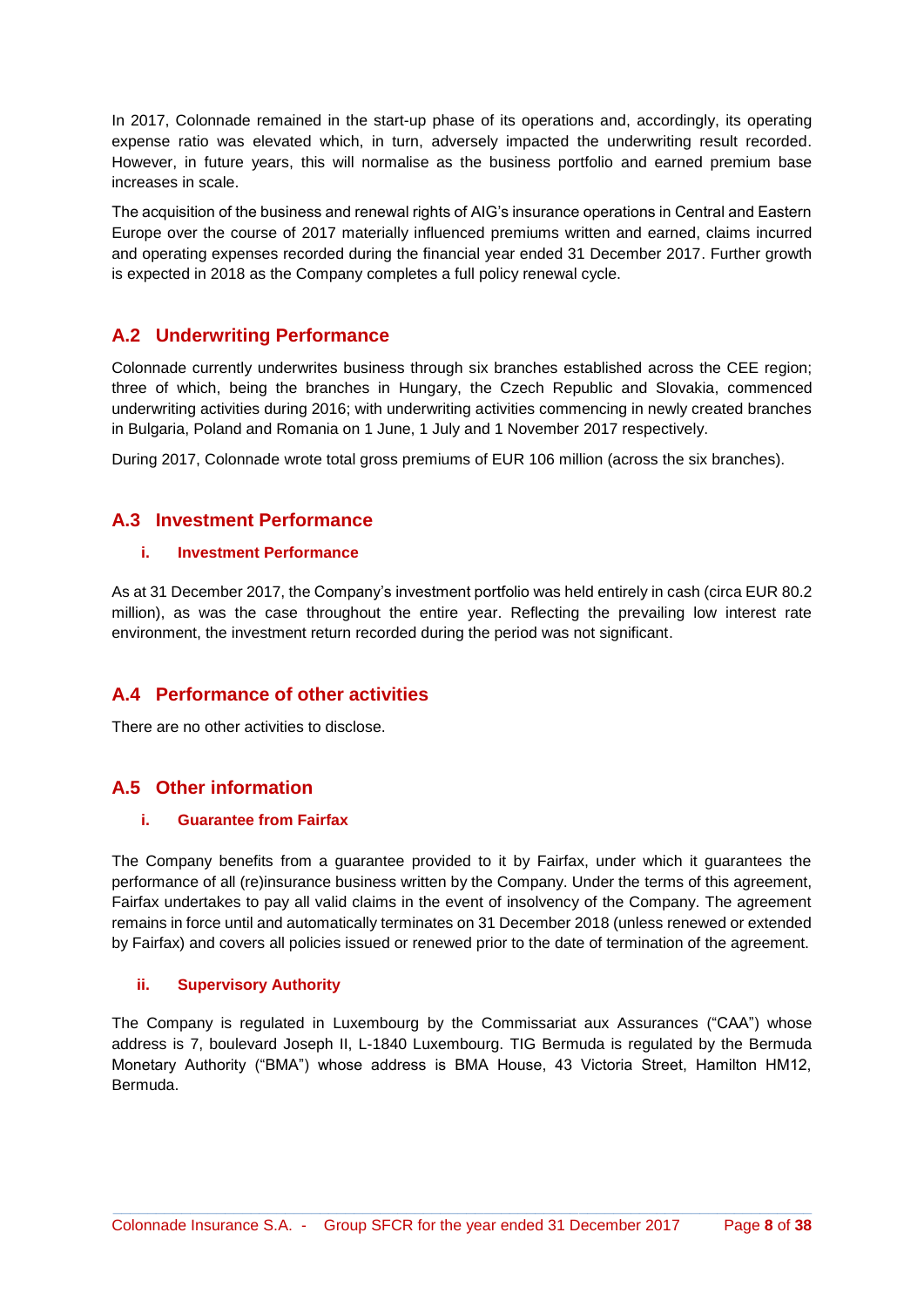In 2017, Colonnade remained in the start-up phase of its operations and, accordingly, its operating expense ratio was elevated which, in turn, adversely impacted the underwriting result recorded. However, in future years, this will normalise as the business portfolio and earned premium base increases in scale.

The acquisition of the business and renewal rights of AIG's insurance operations in Central and Eastern Europe over the course of 2017 materially influenced premiums written and earned, claims incurred and operating expenses recorded during the financial year ended 31 December 2017. Further growth is expected in 2018 as the Company completes a full policy renewal cycle.

## A.2 Underwriting Performance

Colonnade currently underwrites business through six branches established across the CEE region; three of which, being the branches in Hungary, the Czech Republic and Slovakia, commenced underwriting activities during 2016; with underwriting activities commencing in newly created branches in Bulgaria, Poland and Romania on 1 June, 1 July and 1 November 2017 respectively.

During 2017, Colonnade wrote total gross premiums of EUR 106 million (across the six branches).

## A.3 Investment Performance

### i. Investment Performance

As at 31 December 2017, the Company's investment portfolio was held entirely in cash (circa EUR 80.2 million), as was the case throughout the entire year. Reflecting the prevailing low interest rate environment, the investment return recorded during the period was not significant.

## A.4 Performance of other activities

There are no other activities to disclose.

## A.5 Other information

### i. Guarantee from Fairfax

The Company benefits from a guarantee provided to it by Fairfax, under which it guarantees the performance of all (re)insurance business written by the Company. Under the terms of this agreement, Fairfax undertakes to pay all valid claims in the event of insolvency of the Company. The agreement remains in force until and automatically terminates on 31 December 2018 (unless renewed or extended by Fairfax) and covers all policies issued or renewed prior to the date of termination of the agreement.

### ii. Supervisory Authority

The Company is regulated in Luxembourg by the Commissariat aux Assurances ("CAA") whose address is 7, boulevard Joseph II, L-1840 Luxembourg. TIG Bermuda is regulated by the Bermuda Monetary Authority ("BMA") whose address is BMA House, 43 Victoria Street, Hamilton HM12, Bermuda.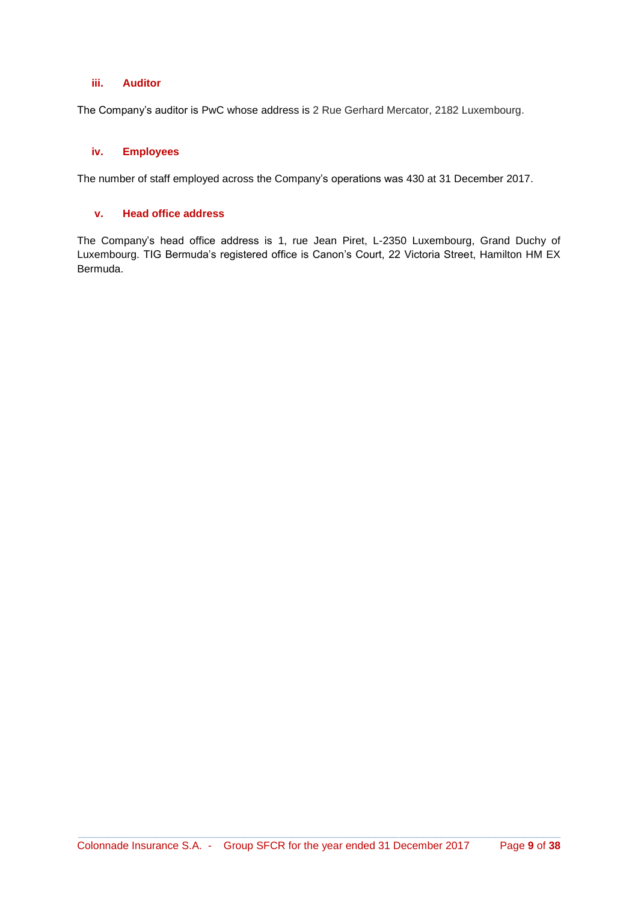### iii. Auditor

The Company's auditor is PwC whose address is 2 Rue Gerhard Mercator, 2182 Luxembourg.

### iv. Employees

The number of staff employed across the Company's operations was 430 at 31 December 2017.

### v. Head office address

The Company's head office address is 1, rue Jean Piret, L-2350 Luxembourg, Grand Duchy of Luxembourg. TIG Bermuda's registered office is Canon's Court, 22 Victoria Street, Hamilton HM EX Bermuda.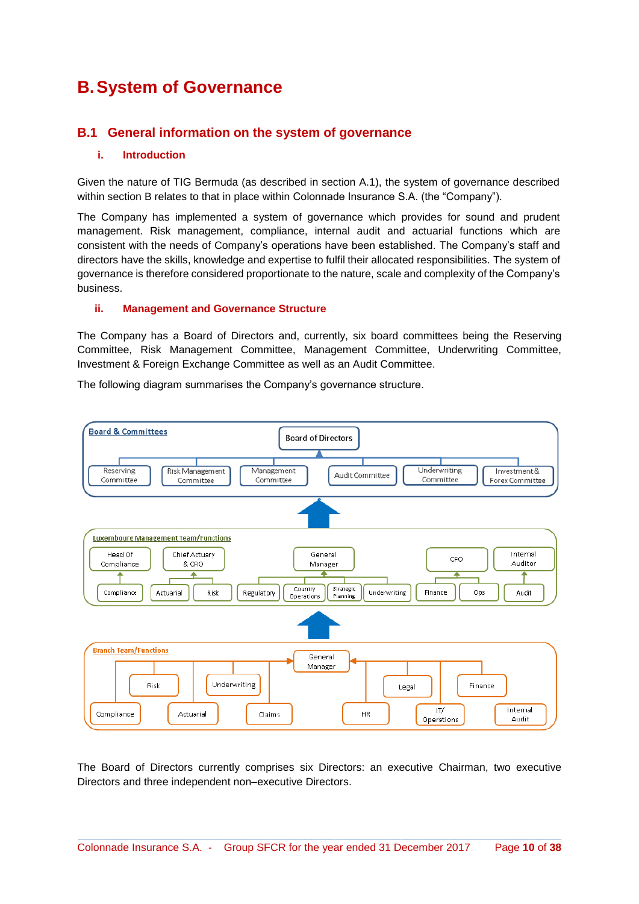# B. System of Governance

## B.1 General information on the system of governance

### i. Introduction

Given the nature of TIG Bermuda (as described in section A.1), the system of governance described within section B relates to that in place within Colonnade Insurance S.A. (the "Company").

The Company has implemented a system of governance which provides for sound and prudent management. Risk management, compliance, internal audit and actuarial functions which are consistent with the needs of Company's operations have been established. The Company's staff and directors have the skills, knowledge and expertise to fulfil their allocated responsibilities. The system of governance is therefore considered proportionate to the nature, scale and complexity of the Company's business.

### ii. Management and Governance Structure

The Company has a Board of Directors and, currently, six board committees being the Reserving Committee, Risk Management Committee, Management Committee, Underwriting Committee, Investment & Foreign Exchange Committee as well as an Audit Committee.

The following diagram summarises the Company's governance structure.

**Board & Committees**

- Board of Directors
  - Reserving Committee
  - Risk Management Committee
  - Management Committee
  - Audit Committee
  - Underwriting Committee
  - Investment & Forex Committee

**Luxembourg Management Team/Functions**

- Head Of Compliance
  - Compliance
- Chief Actuary & CRO
  - Actuarial
  - Risk
- General Manager
  - Regulatory
  - Country Operations
  - Strategic Planning
  - Underwriting
- CFO
  - Finance
  - Ops
- Internal Auditor
  - Audit

**Branch Team/Functions**

- General Manager
  - Compliance
  - Risk
  - Actuarial
  - Underwriting
  - Claims
  - HR
  - Legal
  - IT/ Operations
  - Finance
  - Internal Audit

The Board of Directors currently comprises six Directors: an executive Chairman, two executive Directors and three independent non–executive Directors.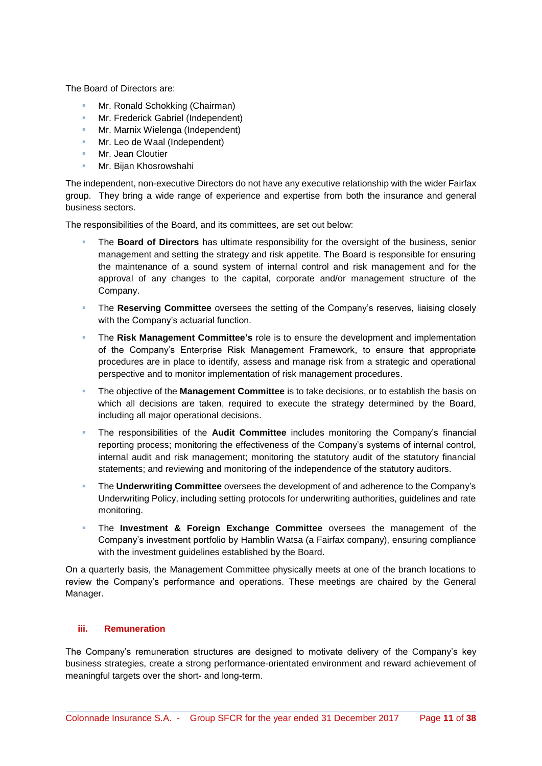The Board of Directors are:

- Mr. Ronald Schokking (Chairman)
- Mr. Frederick Gabriel (Independent)
- Mr. Marnix Wielenga (Independent)
- Mr. Leo de Waal (Independent)
- Mr. Jean Cloutier
- Mr. Bijan Khosrowshahi

The independent, non-executive Directors do not have any executive relationship with the wider Fairfax group. They bring a wide range of experience and expertise from both the insurance and general business sectors.

The responsibilities of the Board, and its committees, are set out below:

- The **Board of Directors** has ultimate responsibility for the oversight of the business, senior management and setting the strategy and risk appetite. The Board is responsible for ensuring the maintenance of a sound system of internal control and risk management and for the approval of any changes to the capital, corporate and/or management structure of the Company.
- The **Reserving Committee** oversees the setting of the Company's reserves, liaising closely with the Company's actuarial function.
- The **Risk Management Committee's** role is to ensure the development and implementation of the Company's Enterprise Risk Management Framework, to ensure that appropriate procedures are in place to identify, assess and manage risk from a strategic and operational perspective and to monitor implementation of risk management procedures.
- The objective of the **Management Committee** is to take decisions, or to establish the basis on which all decisions are taken, required to execute the strategy determined by the Board, including all major operational decisions.
- The responsibilities of the **Audit Committee** includes monitoring the Company's financial reporting process; monitoring the effectiveness of the Company's systems of internal control, internal audit and risk management; monitoring the statutory audit of the statutory financial statements; and reviewing and monitoring of the independence of the statutory auditors.
- The **Underwriting Committee** oversees the development of and adherence to the Company's Underwriting Policy, including setting protocols for underwriting authorities, guidelines and rate monitoring.
- The **Investment & Foreign Exchange Committee** oversees the management of the Company's investment portfolio by Hamblin Watsa (a Fairfax company), ensuring compliance with the investment guidelines established by the Board.

On a quarterly basis, the Management Committee physically meets at one of the branch locations to review the Company's performance and operations. These meetings are chaired by the General Manager.

### iii. Remuneration

The Company's remuneration structures are designed to motivate delivery of the Company's key business strategies, create a strong performance-orientated environment and reward achievement of meaningful targets over the short- and long-term.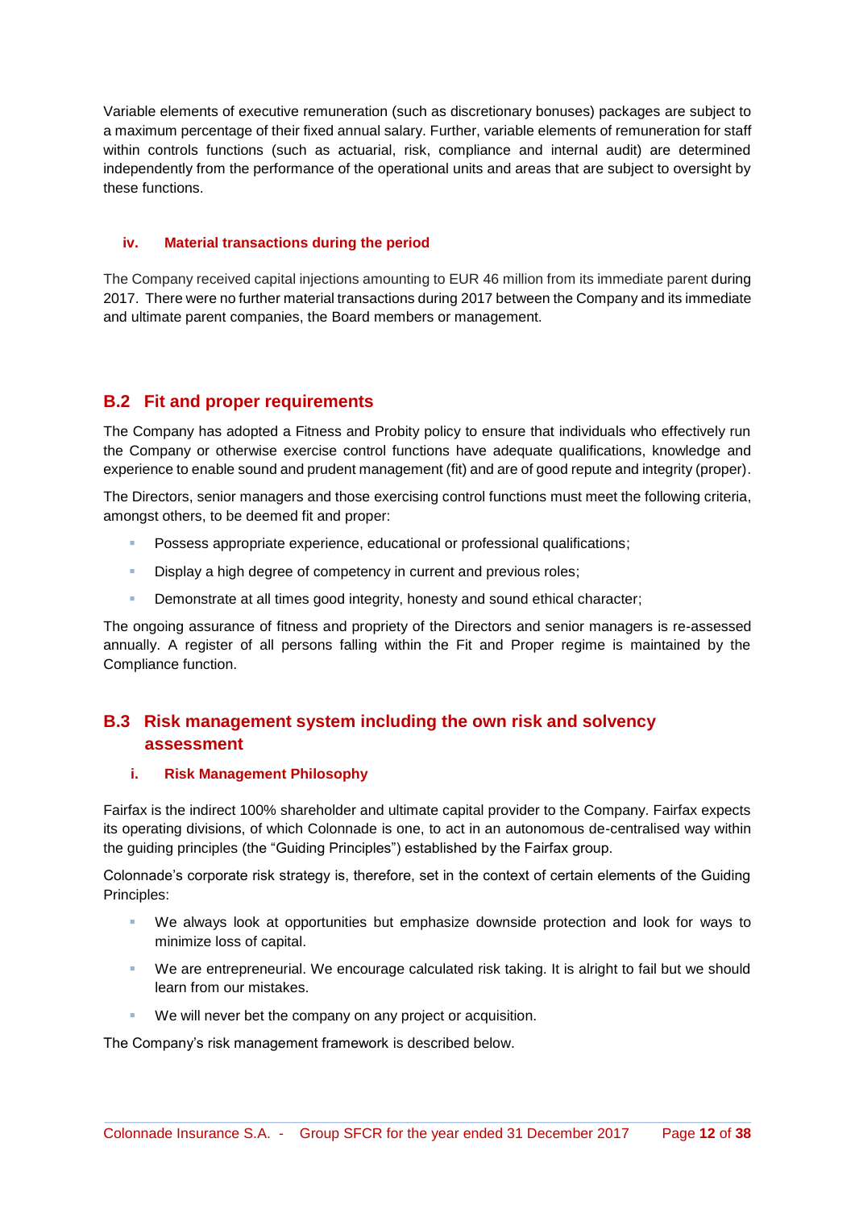Variable elements of executive remuneration (such as discretionary bonuses) packages are subject to a maximum percentage of their fixed annual salary. Further, variable elements of remuneration for staff within controls functions (such as actuarial, risk, compliance and internal audit) are determined independently from the performance of the operational units and areas that are subject to oversight by these functions.

### iv. Material transactions during the period

The Company received capital injections amounting to EUR 46 million from its immediate parent during 2017. There were no further material transactions during 2017 between the Company and its immediate and ultimate parent companies, the Board members or management.

## B.2 Fit and proper requirements

The Company has adopted a Fitness and Probity policy to ensure that individuals who effectively run the Company or otherwise exercise control functions have adequate qualifications, knowledge and experience to enable sound and prudent management (fit) and are of good repute and integrity (proper).

The Directors, senior managers and those exercising control functions must meet the following criteria, amongst others, to be deemed fit and proper:

- Possess appropriate experience, educational or professional qualifications;
- Display a high degree of competency in current and previous roles;
- Demonstrate at all times good integrity, honesty and sound ethical character;

The ongoing assurance of fitness and propriety of the Directors and senior managers is re-assessed annually. A register of all persons falling within the Fit and Proper regime is maintained by the Compliance function.

## B.3 Risk management system including the own risk and solvency assessment

### i. Risk Management Philosophy

Fairfax is the indirect 100% shareholder and ultimate capital provider to the Company. Fairfax expects its operating divisions, of which Colonnade is one, to act in an autonomous de-centralised way within the guiding principles (the "Guiding Principles") established by the Fairfax group.

Colonnade's corporate risk strategy is, therefore, set in the context of certain elements of the Guiding Principles:

- We always look at opportunities but emphasize downside protection and look for ways to minimize loss of capital.
- We are entrepreneurial. We encourage calculated risk taking. It is alright to fail but we should learn from our mistakes.
- We will never bet the company on any project or acquisition.

The Company's risk management framework is described below.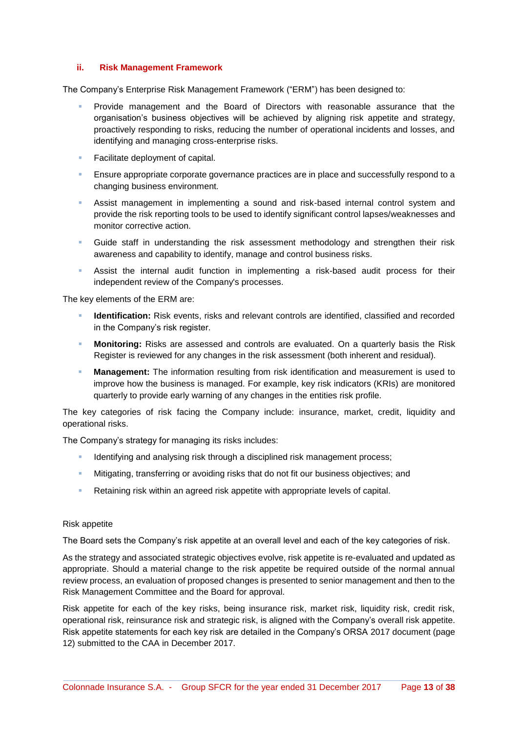### ii. Risk Management Framework

The Company's Enterprise Risk Management Framework ("ERM") has been designed to:

- Provide management and the Board of Directors with reasonable assurance that the organisation's business objectives will be achieved by aligning risk appetite and strategy, proactively responding to risks, reducing the number of operational incidents and losses, and identifying and managing cross-enterprise risks.
- Facilitate deployment of capital.
- Ensure appropriate corporate governance practices are in place and successfully respond to a changing business environment.
- Assist management in implementing a sound and risk-based internal control system and provide the risk reporting tools to be used to identify significant control lapses/weaknesses and monitor corrective action.
- Guide staff in understanding the risk assessment methodology and strengthen their risk awareness and capability to identify, manage and control business risks.
- Assist the internal audit function in implementing a risk-based audit process for their independent review of the Company's processes.

The key elements of the ERM are:

- **Identification:** Risk events, risks and relevant controls are identified, classified and recorded in the Company's risk register.
- **Monitoring:** Risks are assessed and controls are evaluated. On a quarterly basis the Risk Register is reviewed for any changes in the risk assessment (both inherent and residual).
- **Management:** The information resulting from risk identification and measurement is used to improve how the business is managed. For example, key risk indicators (KRIs) are monitored quarterly to provide early warning of any changes in the entities risk profile.

The key categories of risk facing the Company include: insurance, market, credit, liquidity and operational risks.

The Company's strategy for managing its risks includes:

- Identifying and analysing risk through a disciplined risk management process;
- Mitigating, transferring or avoiding risks that do not fit our business objectives; and
- Retaining risk within an agreed risk appetite with appropriate levels of capital.

Risk appetite

The Board sets the Company's risk appetite at an overall level and each of the key categories of risk.

As the strategy and associated strategic objectives evolve, risk appetite is re-evaluated and updated as appropriate. Should a material change to the risk appetite be required outside of the normal annual review process, an evaluation of proposed changes is presented to senior management and then to the Risk Management Committee and the Board for approval.

Risk appetite for each of the key risks, being insurance risk, market risk, liquidity risk, credit risk, operational risk, reinsurance risk and strategic risk, is aligned with the Company's overall risk appetite. Risk appetite statements for each key risk are detailed in the Company's ORSA 2017 document (page 12) submitted to the CAA in December 2017.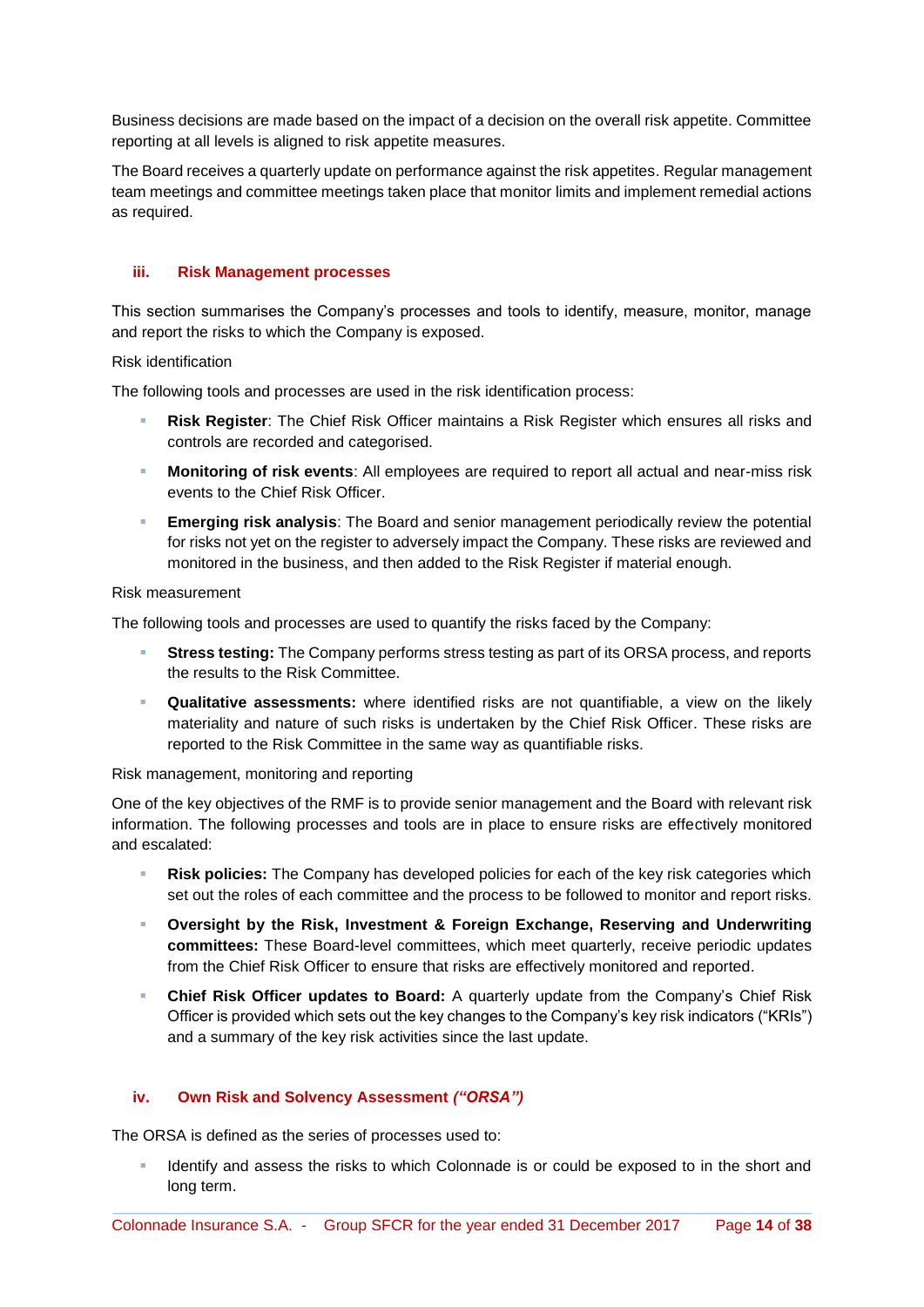Business decisions are made based on the impact of a decision on the overall risk appetite. Committee reporting at all levels is aligned to risk appetite measures.

The Board receives a quarterly update on performance against the risk appetites. Regular management team meetings and committee meetings taken place that monitor limits and implement remedial actions as required.

### iii. Risk Management processes

This section summarises the Company's processes and tools to identify, measure, monitor, manage and report the risks to which the Company is exposed.

Risk identification

The following tools and processes are used in the risk identification process:

- **Risk Register**: The Chief Risk Officer maintains a Risk Register which ensures all risks and controls are recorded and categorised.
- **Monitoring of risk events**: All employees are required to report all actual and near-miss risk events to the Chief Risk Officer.
- **Emerging risk analysis**: The Board and senior management periodically review the potential for risks not yet on the register to adversely impact the Company. These risks are reviewed and monitored in the business, and then added to the Risk Register if material enough.

Risk measurement

The following tools and processes are used to quantify the risks faced by the Company:

- **Stress testing:** The Company performs stress testing as part of its ORSA process, and reports the results to the Risk Committee.
- **Qualitative assessments:** where identified risks are not quantifiable, a view on the likely materiality and nature of such risks is undertaken by the Chief Risk Officer. These risks are reported to the Risk Committee in the same way as quantifiable risks.

Risk management, monitoring and reporting

One of the key objectives of the RMF is to provide senior management and the Board with relevant risk information. The following processes and tools are in place to ensure risks are effectively monitored and escalated:

- **Risk policies:** The Company has developed policies for each of the key risk categories which set out the roles of each committee and the process to be followed to monitor and report risks.
- **Oversight by the Risk, Investment & Foreign Exchange, Reserving and Underwriting committees:** These Board-level committees, which meet quarterly, receive periodic updates from the Chief Risk Officer to ensure that risks are effectively monitored and reported.
- **Chief Risk Officer updates to Board:** A quarterly update from the Company's Chief Risk Officer is provided which sets out the key changes to the Company's key risk indicators ("KRIs") and a summary of the key risk activities since the last update.

### iv. Own Risk and Solvency Assessment *("ORSA")*

The ORSA is defined as the series of processes used to:

- Identify and assess the risks to which Colonnade is or could be exposed to in the short and long term.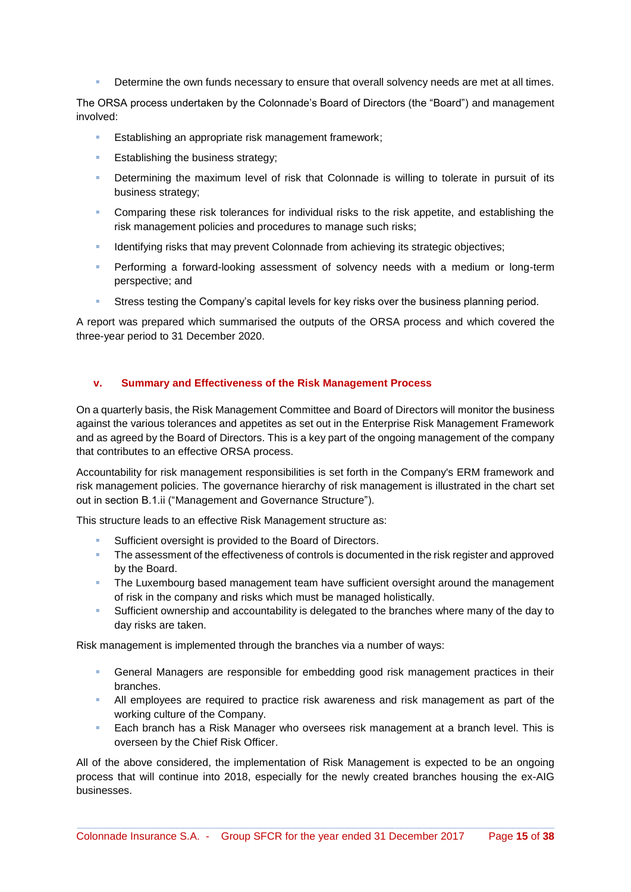- Determine the own funds necessary to ensure that overall solvency needs are met at all times.

The ORSA process undertaken by the Colonnade's Board of Directors (the "Board") and management involved:

- Establishing an appropriate risk management framework;
- Establishing the business strategy;
- Determining the maximum level of risk that Colonnade is willing to tolerate in pursuit of its business strategy;
- Comparing these risk tolerances for individual risks to the risk appetite, and establishing the risk management policies and procedures to manage such risks;
- Identifying risks that may prevent Colonnade from achieving its strategic objectives;
- Performing a forward-looking assessment of solvency needs with a medium or long-term perspective; and
- Stress testing the Company's capital levels for key risks over the business planning period.

A report was prepared which summarised the outputs of the ORSA process and which covered the three-year period to 31 December 2020.

### v. Summary and Effectiveness of the Risk Management Process

On a quarterly basis, the Risk Management Committee and Board of Directors will monitor the business against the various tolerances and appetites as set out in the Enterprise Risk Management Framework and as agreed by the Board of Directors. This is a key part of the ongoing management of the company that contributes to an effective ORSA process.

Accountability for risk management responsibilities is set forth in the Company's ERM framework and risk management policies. The governance hierarchy of risk management is illustrated in the chart set out in section B.1.ii ("Management and Governance Structure").

This structure leads to an effective Risk Management structure as:

- Sufficient oversight is provided to the Board of Directors.
- The assessment of the effectiveness of controls is documented in the risk register and approved by the Board.
- The Luxembourg based management team have sufficient oversight around the management of risk in the company and risks which must be managed holistically.
- Sufficient ownership and accountability is delegated to the branches where many of the day to day risks are taken.

Risk management is implemented through the branches via a number of ways:

- General Managers are responsible for embedding good risk management practices in their branches.
- All employees are required to practice risk awareness and risk management as part of the working culture of the Company.
- Each branch has a Risk Manager who oversees risk management at a branch level. This is overseen by the Chief Risk Officer.

All of the above considered, the implementation of Risk Management is expected to be an ongoing process that will continue into 2018, especially for the newly created branches housing the ex-AIG businesses.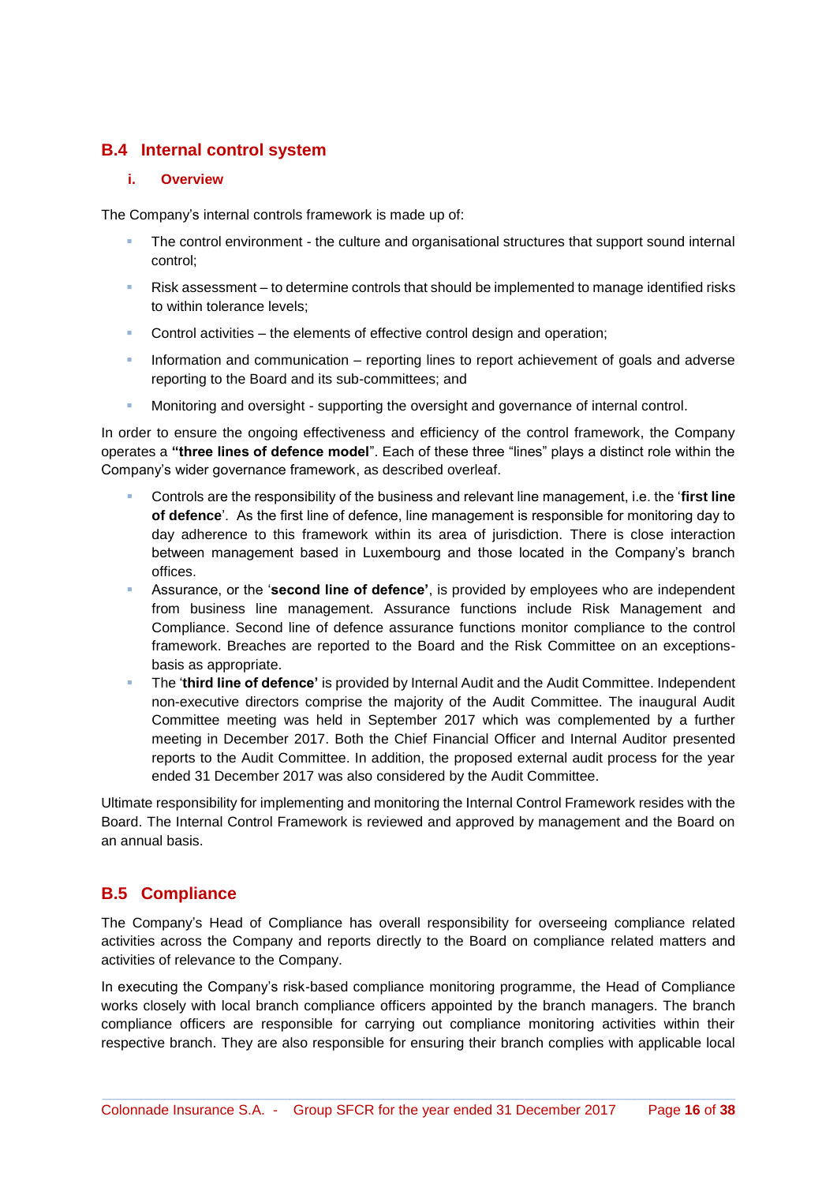## B.4 Internal control system

### i. Overview

The Company's internal controls framework is made up of:

- The control environment - the culture and organisational structures that support sound internal control;
- Risk assessment – to determine controls that should be implemented to manage identified risks to within tolerance levels;
- Control activities – the elements of effective control design and operation;
- Information and communication – reporting lines to report achievement of goals and adverse reporting to the Board and its sub-committees; and
- Monitoring and oversight - supporting the oversight and governance of internal control.

In order to ensure the ongoing effectiveness and efficiency of the control framework, the Company operates a **"three lines of defence model**". Each of these three "lines" plays a distinct role within the Company's wider governance framework, as described overleaf.

- Controls are the responsibility of the business and relevant line management, i.e. the '**first line of defence**'. As the first line of defence, line management is responsible for monitoring day to day adherence to this framework within its area of jurisdiction. There is close interaction between management based in Luxembourg and those located in the Company's branch offices.
- Assurance, or the '**second line of defence'**, is provided by employees who are independent from business line management. Assurance functions include Risk Management and Compliance. Second line of defence assurance functions monitor compliance to the control framework. Breaches are reported to the Board and the Risk Committee on an exceptions-basis as appropriate.
- The '**third line of defence'** is provided by Internal Audit and the Audit Committee. Independent non-executive directors comprise the majority of the Audit Committee. The inaugural Audit Committee meeting was held in September 2017 which was complemented by a further meeting in December 2017. Both the Chief Financial Officer and Internal Auditor presented reports to the Audit Committee. In addition, the proposed external audit process for the year ended 31 December 2017 was also considered by the Audit Committee.

Ultimate responsibility for implementing and monitoring the Internal Control Framework resides with the Board. The Internal Control Framework is reviewed and approved by management and the Board on an annual basis.

## B.5 Compliance

The Company's Head of Compliance has overall responsibility for overseeing compliance related activities across the Company and reports directly to the Board on compliance related matters and activities of relevance to the Company.

In executing the Company's risk-based compliance monitoring programme, the Head of Compliance works closely with local branch compliance officers appointed by the branch managers. The branch compliance officers are responsible for carrying out compliance monitoring activities within their respective branch. They are also responsible for ensuring their branch complies with applicable local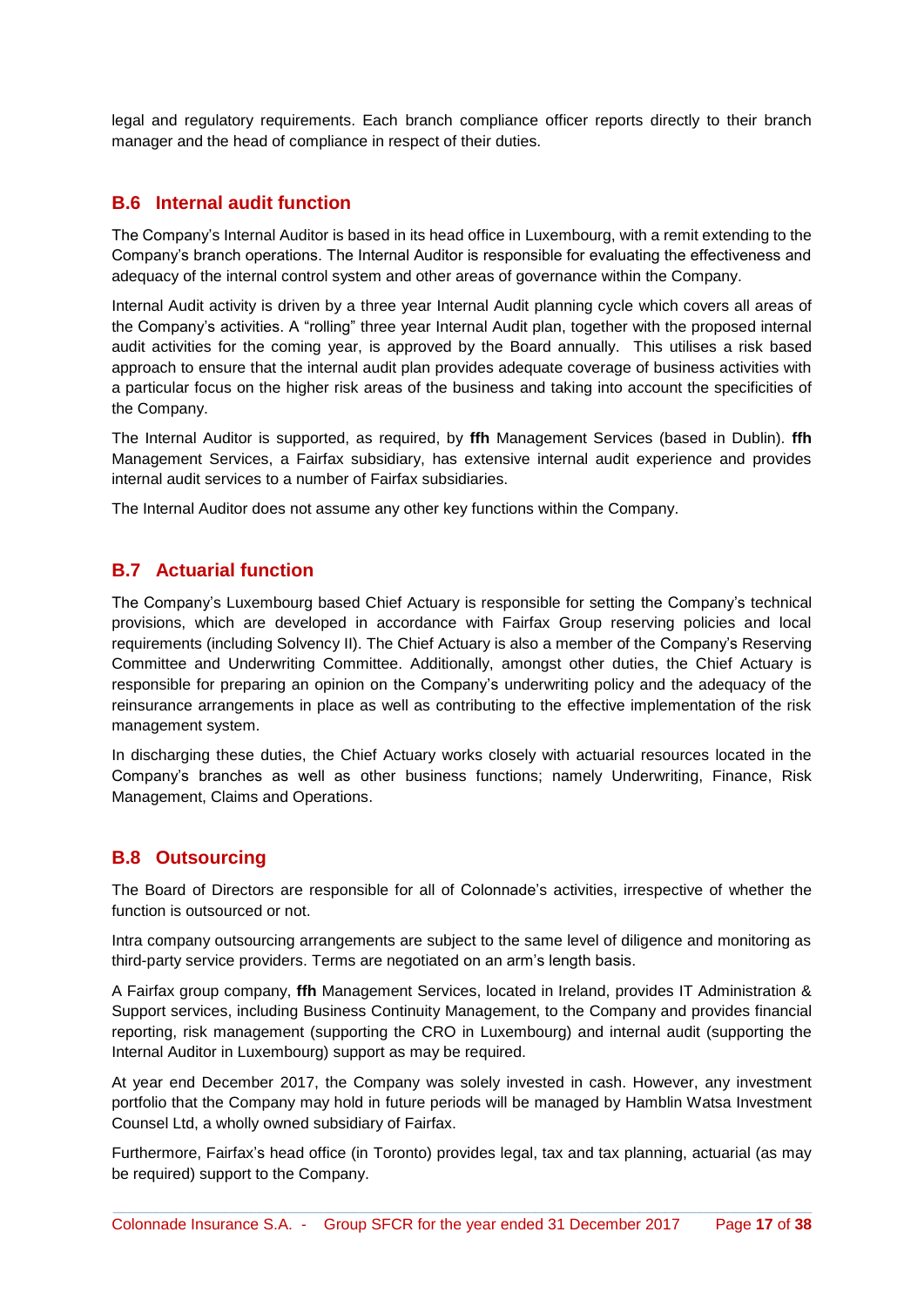legal and regulatory requirements. Each branch compliance officer reports directly to their branch manager and the head of compliance in respect of their duties.

## B.6 Internal audit function

The Company's Internal Auditor is based in its head office in Luxembourg, with a remit extending to the Company's branch operations. The Internal Auditor is responsible for evaluating the effectiveness and adequacy of the internal control system and other areas of governance within the Company.

Internal Audit activity is driven by a three year Internal Audit planning cycle which covers all areas of the Company's activities. A "rolling" three year Internal Audit plan, together with the proposed internal audit activities for the coming year, is approved by the Board annually. This utilises a risk based approach to ensure that the internal audit plan provides adequate coverage of business activities with a particular focus on the higher risk areas of the business and taking into account the specificities of the Company.

The Internal Auditor is supported, as required, by **ffh** Management Services (based in Dublin). **ffh** Management Services, a Fairfax subsidiary, has extensive internal audit experience and provides internal audit services to a number of Fairfax subsidiaries.

The Internal Auditor does not assume any other key functions within the Company.

## B.7 Actuarial function

The Company's Luxembourg based Chief Actuary is responsible for setting the Company's technical provisions, which are developed in accordance with Fairfax Group reserving policies and local requirements (including Solvency II). The Chief Actuary is also a member of the Company's Reserving Committee and Underwriting Committee. Additionally, amongst other duties, the Chief Actuary is responsible for preparing an opinion on the Company's underwriting policy and the adequacy of the reinsurance arrangements in place as well as contributing to the effective implementation of the risk management system.

In discharging these duties, the Chief Actuary works closely with actuarial resources located in the Company's branches as well as other business functions; namely Underwriting, Finance, Risk Management, Claims and Operations.

## B.8 Outsourcing

The Board of Directors are responsible for all of Colonnade's activities, irrespective of whether the function is outsourced or not.

Intra company outsourcing arrangements are subject to the same level of diligence and monitoring as third-party service providers. Terms are negotiated on an arm's length basis.

A Fairfax group company, **ffh** Management Services, located in Ireland, provides IT Administration & Support services, including Business Continuity Management, to the Company and provides financial reporting, risk management (supporting the CRO in Luxembourg) and internal audit (supporting the Internal Auditor in Luxembourg) support as may be required.

At year end December 2017, the Company was solely invested in cash. However, any investment portfolio that the Company may hold in future periods will be managed by Hamblin Watsa Investment Counsel Ltd, a wholly owned subsidiary of Fairfax.

Furthermore, Fairfax's head office (in Toronto) provides legal, tax and tax planning, actuarial (as may be required) support to the Company.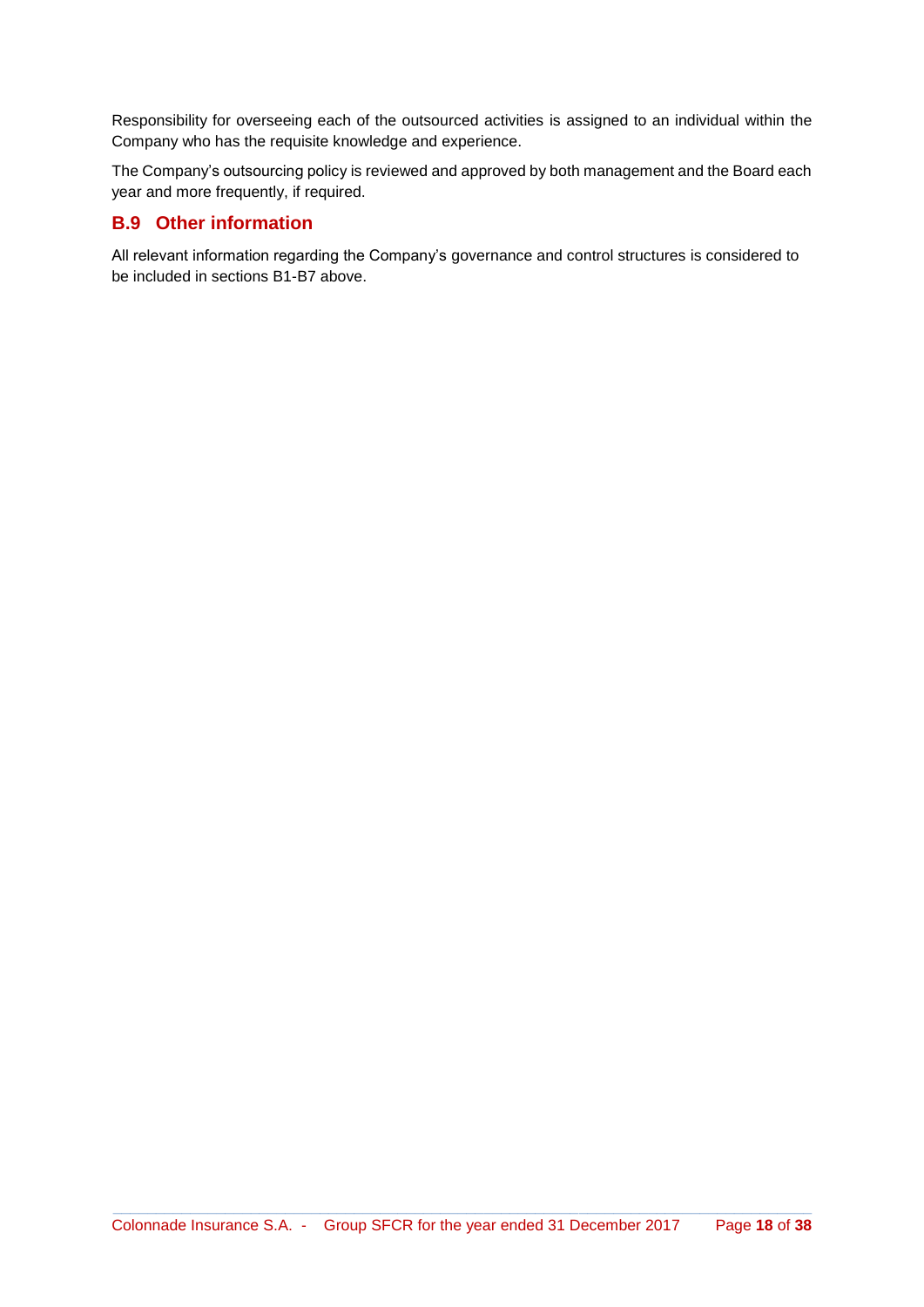Responsibility for overseeing each of the outsourced activities is assigned to an individual within the Company who has the requisite knowledge and experience.

The Company's outsourcing policy is reviewed and approved by both management and the Board each year and more frequently, if required.

## B.9 Other information

All relevant information regarding the Company's governance and control structures is considered to be included in sections B1-B7 above.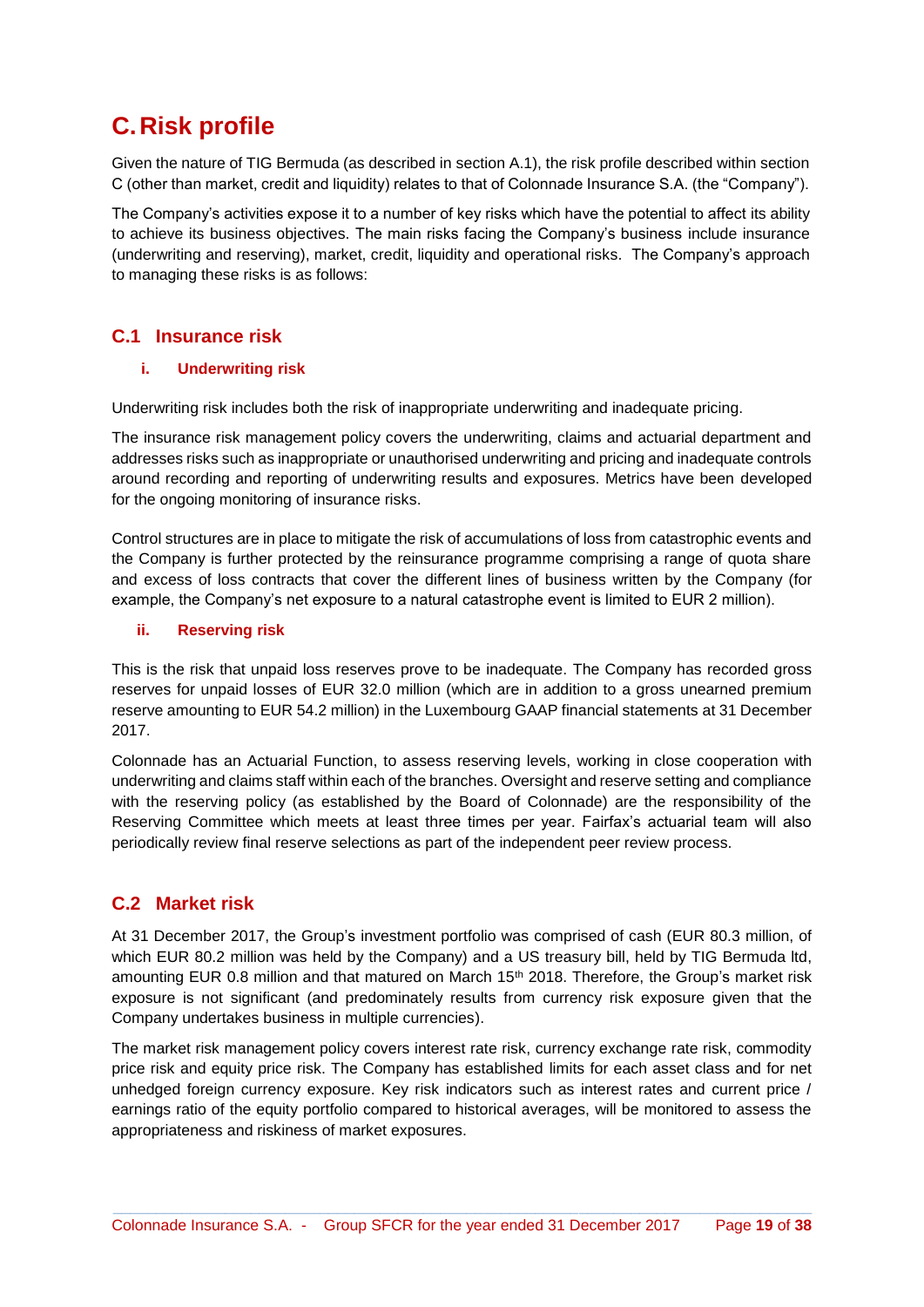# C. Risk profile

Given the nature of TIG Bermuda (as described in section A.1), the risk profile described within section C (other than market, credit and liquidity) relates to that of Colonnade Insurance S.A. (the "Company").

The Company's activities expose it to a number of key risks which have the potential to affect its ability to achieve its business objectives. The main risks facing the Company's business include insurance (underwriting and reserving), market, credit, liquidity and operational risks. The Company's approach to managing these risks is as follows:

## C.1 Insurance risk

### i. Underwriting risk

Underwriting risk includes both the risk of inappropriate underwriting and inadequate pricing.

The insurance risk management policy covers the underwriting, claims and actuarial department and addresses risks such as inappropriate or unauthorised underwriting and pricing and inadequate controls around recording and reporting of underwriting results and exposures. Metrics have been developed for the ongoing monitoring of insurance risks.

Control structures are in place to mitigate the risk of accumulations of loss from catastrophic events and the Company is further protected by the reinsurance programme comprising a range of quota share and excess of loss contracts that cover the different lines of business written by the Company (for example, the Company's net exposure to a natural catastrophe event is limited to EUR 2 million).

### ii. Reserving risk

This is the risk that unpaid loss reserves prove to be inadequate. The Company has recorded gross reserves for unpaid losses of EUR 32.0 million (which are in addition to a gross unearned premium reserve amounting to EUR 54.2 million) in the Luxembourg GAAP financial statements at 31 December 2017.

Colonnade has an Actuarial Function, to assess reserving levels, working in close cooperation with underwriting and claims staff within each of the branches. Oversight and reserve setting and compliance with the reserving policy (as established by the Board of Colonnade) are the responsibility of the Reserving Committee which meets at least three times per year. Fairfax's actuarial team will also periodically review final reserve selections as part of the independent peer review process.

## C.2 Market risk

At 31 December 2017, the Group's investment portfolio was comprised of cash (EUR 80.3 million, of which EUR 80.2 million was held by the Company) and a US treasury bill, held by TIG Bermuda ltd, amounting EUR 0.8 million and that matured on March 15th 2018. Therefore, the Group's market risk exposure is not significant (and predominately results from currency risk exposure given that the Company undertakes business in multiple currencies).

The market risk management policy covers interest rate risk, currency exchange rate risk, commodity price risk and equity price risk. The Company has established limits for each asset class and for net unhedged foreign currency exposure. Key risk indicators such as interest rates and current price / earnings ratio of the equity portfolio compared to historical averages, will be monitored to assess the appropriateness and riskiness of market exposures.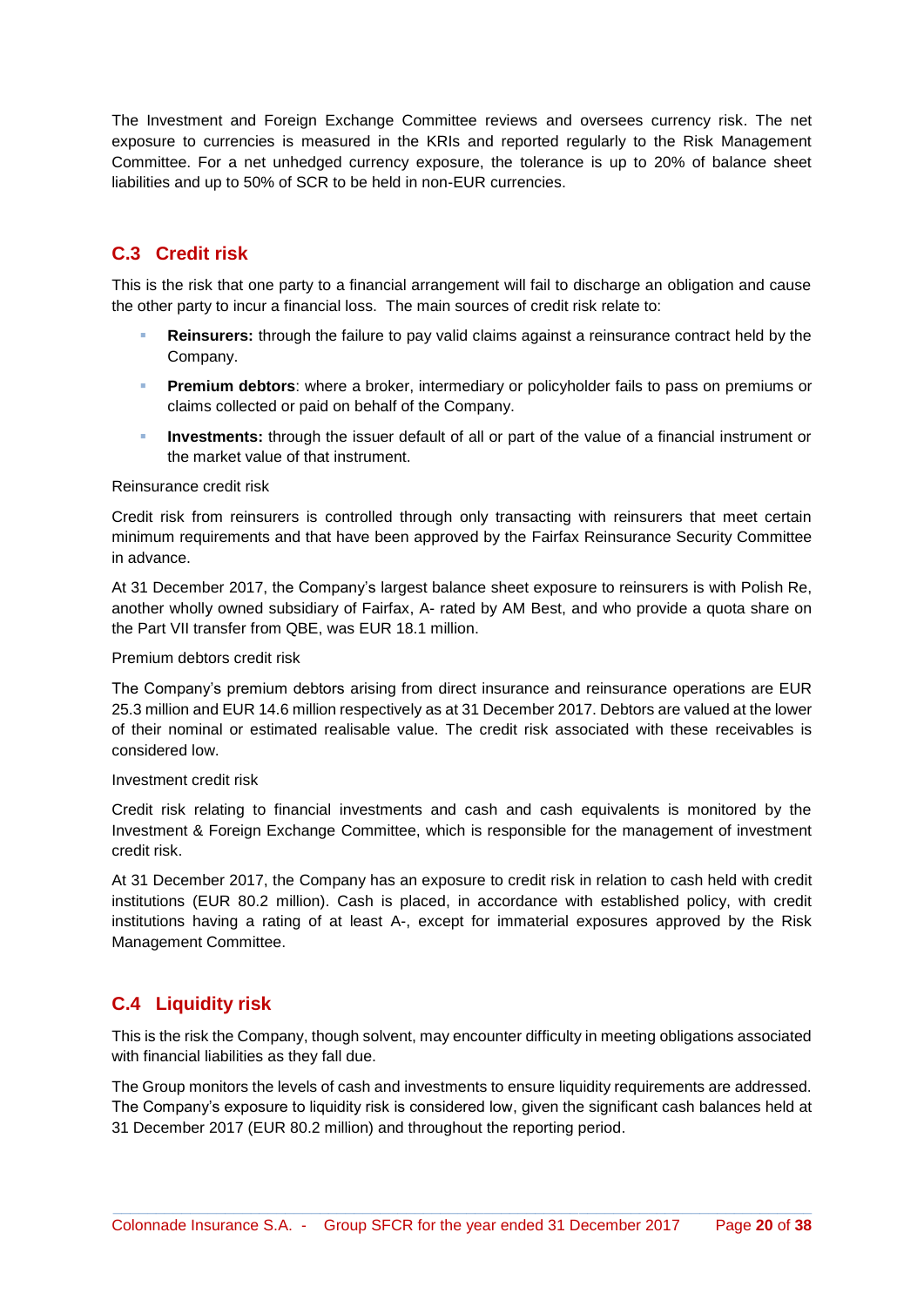The Investment and Foreign Exchange Committee reviews and oversees currency risk. The net exposure to currencies is measured in the KRIs and reported regularly to the Risk Management Committee. For a net unhedged currency exposure, the tolerance is up to 20% of balance sheet liabilities and up to 50% of SCR to be held in non-EUR currencies.

## C.3 Credit risk

This is the risk that one party to a financial arrangement will fail to discharge an obligation and cause the other party to incur a financial loss. The main sources of credit risk relate to:

- **Reinsurers:** through the failure to pay valid claims against a reinsurance contract held by the Company.
- **Premium debtors**: where a broker, intermediary or policyholder fails to pass on premiums or claims collected or paid on behalf of the Company.
- **Investments:** through the issuer default of all or part of the value of a financial instrument or the market value of that instrument.

Reinsurance credit risk

Credit risk from reinsurers is controlled through only transacting with reinsurers that meet certain minimum requirements and that have been approved by the Fairfax Reinsurance Security Committee in advance.

At 31 December 2017, the Company's largest balance sheet exposure to reinsurers is with Polish Re, another wholly owned subsidiary of Fairfax, A- rated by AM Best, and who provide a quota share on the Part VII transfer from QBE, was EUR 18.1 million.

Premium debtors credit risk

The Company's premium debtors arising from direct insurance and reinsurance operations are EUR 25.3 million and EUR 14.6 million respectively as at 31 December 2017. Debtors are valued at the lower of their nominal or estimated realisable value. The credit risk associated with these receivables is considered low.

Investment credit risk

Credit risk relating to financial investments and cash and cash equivalents is monitored by the Investment & Foreign Exchange Committee, which is responsible for the management of investment credit risk.

At 31 December 2017, the Company has an exposure to credit risk in relation to cash held with credit institutions (EUR 80.2 million). Cash is placed, in accordance with established policy, with credit institutions having a rating of at least A-, except for immaterial exposures approved by the Risk Management Committee.

## C.4 Liquidity risk

This is the risk the Company, though solvent, may encounter difficulty in meeting obligations associated with financial liabilities as they fall due.

The Group monitors the levels of cash and investments to ensure liquidity requirements are addressed. The Company's exposure to liquidity risk is considered low, given the significant cash balances held at 31 December 2017 (EUR 80.2 million) and throughout the reporting period.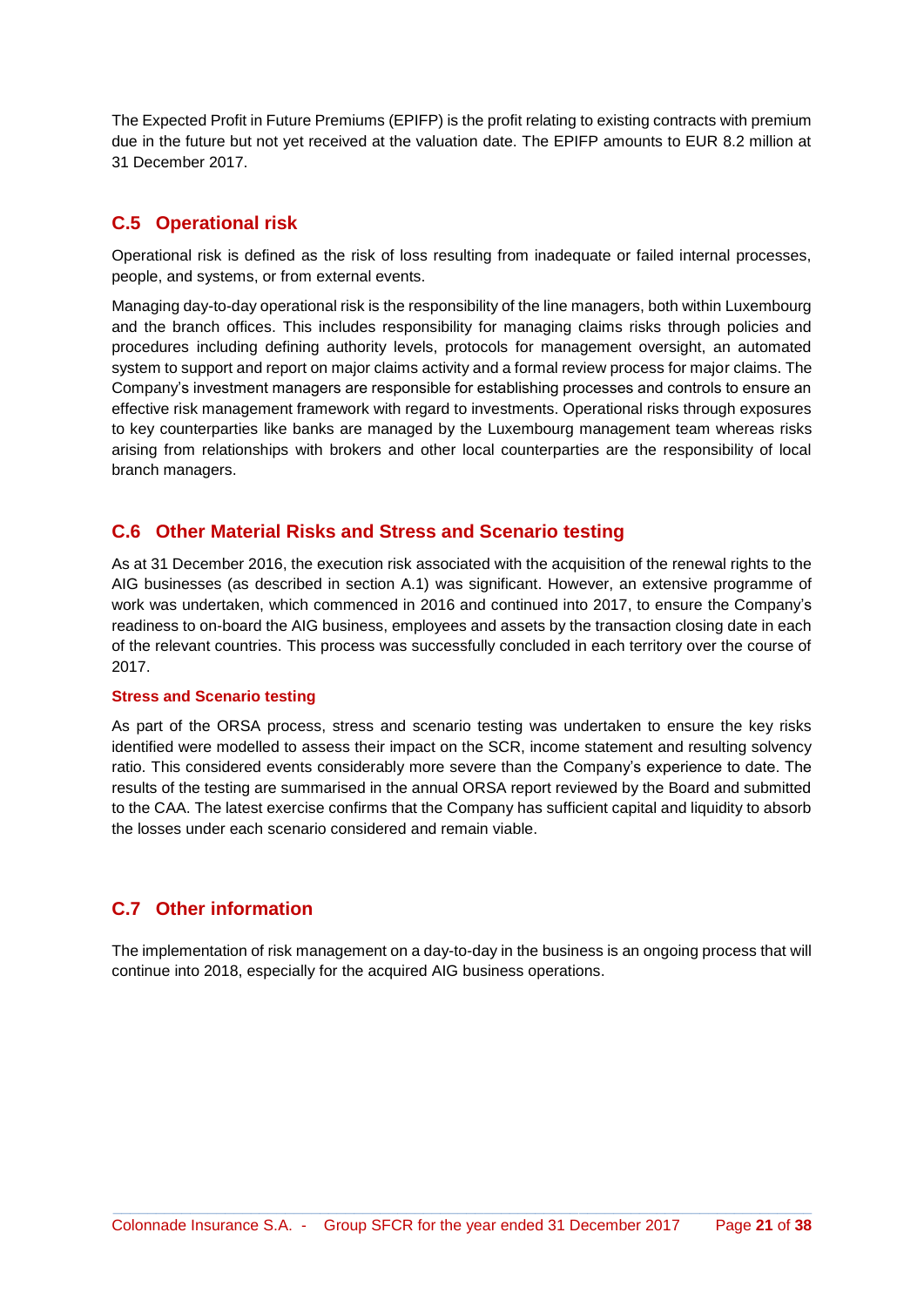The Expected Profit in Future Premiums (EPIFP) is the profit relating to existing contracts with premium due in the future but not yet received at the valuation date. The EPIFP amounts to EUR 8.2 million at 31 December 2017.

## C.5 Operational risk

Operational risk is defined as the risk of loss resulting from inadequate or failed internal processes, people, and systems, or from external events.

Managing day-to-day operational risk is the responsibility of the line managers, both within Luxembourg and the branch offices. This includes responsibility for managing claims risks through policies and procedures including defining authority levels, protocols for management oversight, an automated system to support and report on major claims activity and a formal review process for major claims. The Company's investment managers are responsible for establishing processes and controls to ensure an effective risk management framework with regard to investments. Operational risks through exposures to key counterparties like banks are managed by the Luxembourg management team whereas risks arising from relationships with brokers and other local counterparties are the responsibility of local branch managers.

## C.6 Other Material Risks and Stress and Scenario testing

As at 31 December 2016, the execution risk associated with the acquisition of the renewal rights to the AIG businesses (as described in section A.1) was significant. However, an extensive programme of work was undertaken, which commenced in 2016 and continued into 2017, to ensure the Company's readiness to on-board the AIG business, employees and assets by the transaction closing date in each of the relevant countries. This process was successfully concluded in each territory over the course of 2017.

### Stress and Scenario testing

As part of the ORSA process, stress and scenario testing was undertaken to ensure the key risks identified were modelled to assess their impact on the SCR, income statement and resulting solvency ratio. This considered events considerably more severe than the Company's experience to date. The results of the testing are summarised in the annual ORSA report reviewed by the Board and submitted to the CAA. The latest exercise confirms that the Company has sufficient capital and liquidity to absorb the losses under each scenario considered and remain viable.

## C.7 Other information

The implementation of risk management on a day-to-day in the business is an ongoing process that will continue into 2018, especially for the acquired AIG business operations.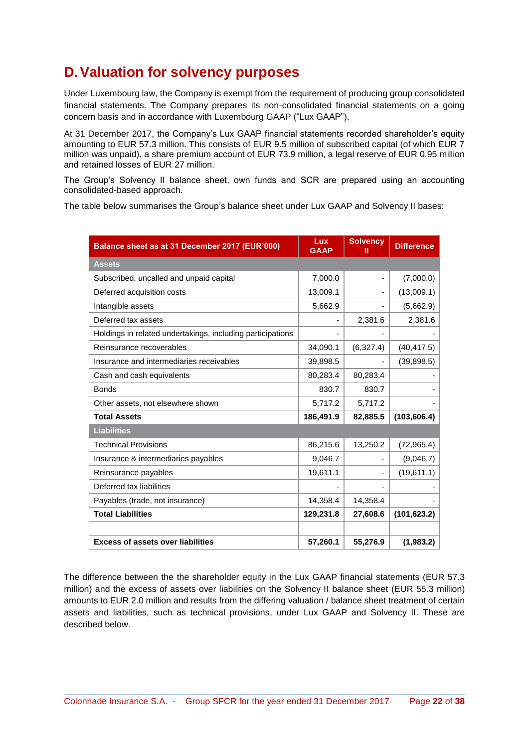# D. Valuation for solvency purposes

Under Luxembourg law, the Company is exempt from the requirement of producing group consolidated financial statements. The Company prepares its non-consolidated financial statements on a going concern basis and in accordance with Luxembourg GAAP ("Lux GAAP").

At 31 December 2017, the Company's Lux GAAP financial statements recorded shareholder's equity amounting to EUR 57.3 million. This consists of EUR 9.5 million of subscribed capital (of which EUR 7 million was unpaid), a share premium account of EUR 73.9 million, a legal reserve of EUR 0.95 million and retained losses of EUR 27 million.

The Group's Solvency II balance sheet, own funds and SCR are prepared using an accounting consolidated-based approach.

The table below summarises the Group's balance sheet under Lux GAAP and Solvency II bases:

| Balance sheet as at 31 December 2017 (EUR'000) | Lux GAAP | Solvency II | Difference |
|---|---|---|---|
| **Assets** | | | |
| Subscribed, uncalled and unpaid capital | 7,000.0 | - | (7,000.0) |
| Deferred acquisition costs | 13,009.1 | - | (13,009.1) |
| Intangible assets | 5,662.9 | - | (5,662.9) |
| Deferred tax assets | - | 2,381.6 | 2,381.6 |
| Holdings in related undertakings, including participations | - | - | - |
| Reinsurance recoverables | 34,090.1 | (6,327.4) | (40,417.5) |
| Insurance and intermediaries receivables | 39,898.5 | - | (39,898.5) |
| Cash and cash equivalents | 80,283.4 | 80,283.4 | - |
| Bonds | 830.7 | 830.7 | - |
| Other assets, not elsewhere shown | 5,717.2 | 5,717.2 | - |
| **Total Assets** | **186,491.9** | **82,885.5** | **(103,606.4)** |
| **Liabilities** | | | |
| Technical Provisions | 86,215.6 | 13,250.2 | (72,965.4) |
| Insurance & intermediaries payables | 9,046.7 | - | (9,046.7) |
| Reinsurance payables | 19,611.1 | - | (19,611.1) |
| Deferred tax liabilities | - | - | - |
| Payables (trade, not insurance) | 14,358.4 | 14,358.4 | - |
| **Total Liabilities** | **129,231.8** | **27,608.6** | **(101,623.2)** |
| | | | |
| **Excess of assets over liabilities** | **57,260.1** | **55,276.9** | **(1,983.2)** |

The difference between the the shareholder equity in the Lux GAAP financial statements (EUR 57.3 million) and the excess of assets over liabilities on the Solvency II balance sheet (EUR 55.3 million) amounts to EUR 2.0 million and results from the differing valuation / balance sheet treatment of certain assets and liabilities, such as technical provisions, under Lux GAAP and Solvency II. These are described below.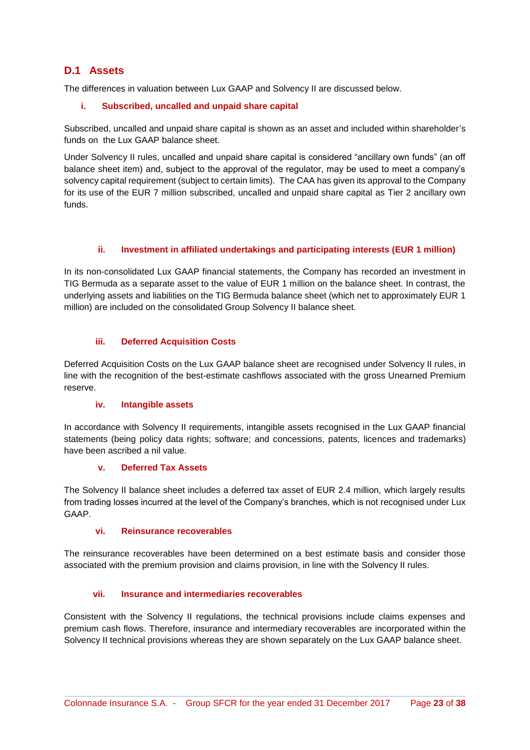## D.1 Assets

The differences in valuation between Lux GAAP and Solvency II are discussed below.

### i. Subscribed, uncalled and unpaid share capital

Subscribed, uncalled and unpaid share capital is shown as an asset and included within shareholder's funds on the Lux GAAP balance sheet.

Under Solvency II rules, uncalled and unpaid share capital is considered "ancillary own funds" (an off balance sheet item) and, subject to the approval of the regulator, may be used to meet a company's solvency capital requirement (subject to certain limits). The CAA has given its approval to the Company for its use of the EUR 7 million subscribed, uncalled and unpaid share capital as Tier 2 ancillary own funds.

### ii. Investment in affiliated undertakings and participating interests (EUR 1 million)

In its non-consolidated Lux GAAP financial statements, the Company has recorded an investment in TIG Bermuda as a separate asset to the value of EUR 1 million on the balance sheet. In contrast, the underlying assets and liabilities on the TIG Bermuda balance sheet (which net to approximately EUR 1 million) are included on the consolidated Group Solvency II balance sheet.

### iii. Deferred Acquisition Costs

Deferred Acquisition Costs on the Lux GAAP balance sheet are recognised under Solvency II rules, in line with the recognition of the best-estimate cashflows associated with the gross Unearned Premium reserve.

### iv. Intangible assets

In accordance with Solvency II requirements, intangible assets recognised in the Lux GAAP financial statements (being policy data rights; software; and concessions, patents, licences and trademarks) have been ascribed a nil value.

### v. Deferred Tax Assets

The Solvency II balance sheet includes a deferred tax asset of EUR 2.4 million, which largely results from trading losses incurred at the level of the Company's branches, which is not recognised under Lux GAAP.

### vi. Reinsurance recoverables

The reinsurance recoverables have been determined on a best estimate basis and consider those associated with the premium provision and claims provision, in line with the Solvency II rules.

### vii. Insurance and intermediaries recoverables

Consistent with the Solvency II regulations, the technical provisions include claims expenses and premium cash flows. Therefore, insurance and intermediary recoverables are incorporated within the Solvency II technical provisions whereas they are shown separately on the Lux GAAP balance sheet.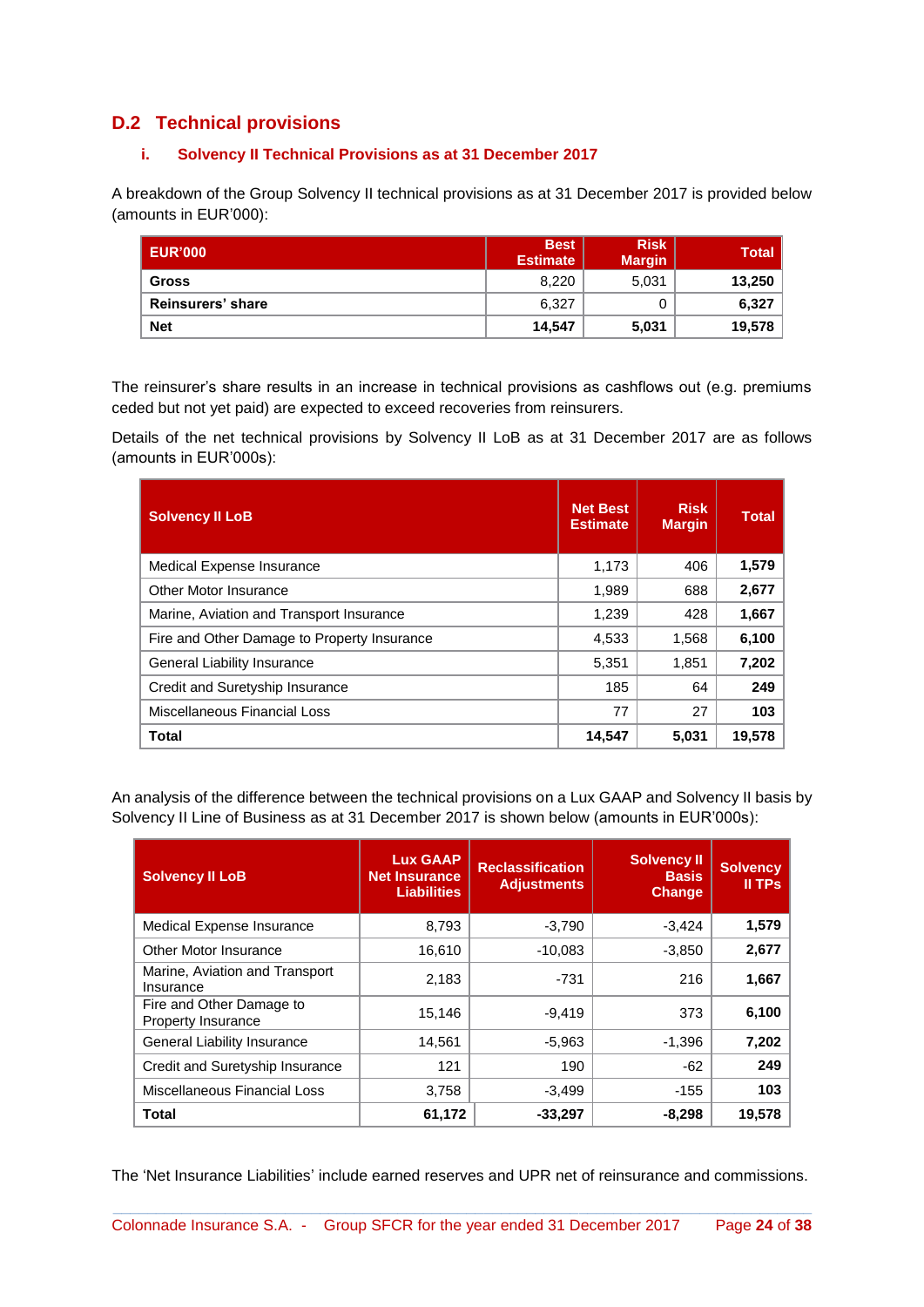## D.2 Technical provisions

### i. Solvency II Technical Provisions as at 31 December 2017

A breakdown of the Group Solvency II technical provisions as at 31 December 2017 is provided below (amounts in EUR'000):

| EUR'000 | Best Estimate | Risk Margin | Total |
|---|---|---|---|
| **Gross** | 8,220 | 5,031 | **13,250** |
| **Reinsurers' share** | 6,327 | 0 | **6,327** |
| **Net** | **14,547** | **5,031** | **19,578** |

The reinsurer's share results in an increase in technical provisions as cashflows out (e.g. premiums ceded but not yet paid) are expected to exceed recoveries from reinsurers.

Details of the net technical provisions by Solvency II LoB as at 31 December 2017 are as follows (amounts in EUR'000s):

| Solvency II LoB | Net Best Estimate | Risk Margin | Total |
|---|---|---|---|
| Medical Expense Insurance | 1,173 | 406 | **1,579** |
| Other Motor Insurance | 1,989 | 688 | **2,677** |
| Marine, Aviation and Transport Insurance | 1,239 | 428 | **1,667** |
| Fire and Other Damage to Property Insurance | 4,533 | 1,568 | **6,100** |
| General Liability Insurance | 5,351 | 1,851 | **7,202** |
| Credit and Suretyship Insurance | 185 | 64 | **249** |
| Miscellaneous Financial Loss | 77 | 27 | **103** |
| **Total** | **14,547** | **5,031** | **19,578** |

An analysis of the difference between the technical provisions on a Lux GAAP and Solvency II basis by Solvency II Line of Business as at 31 December 2017 is shown below (amounts in EUR'000s):

| Solvency II LoB | Lux GAAP Net Insurance Liabilities | Reclassification Adjustments | Solvency II Basis Change | Solvency II TPs |
|---|---|---|---|---|
| Medical Expense Insurance | 8,793 | -3,790 | -3,424 | **1,579** |
| Other Motor Insurance | 16,610 | -10,083 | -3,850 | **2,677** |
| Marine, Aviation and Transport Insurance | 2,183 | -731 | 216 | **1,667** |
| Fire and Other Damage to Property Insurance | 15,146 | -9,419 | 373 | **6,100** |
| General Liability Insurance | 14,561 | -5,963 | -1,396 | **7,202** |
| Credit and Suretyship Insurance | 121 | 190 | -62 | **249** |
| Miscellaneous Financial Loss | 3,758 | -3,499 | -155 | **103** |
| **Total** | **61,172** | **-33,297** | **-8,298** | **19,578** |

The 'Net Insurance Liabilities' include earned reserves and UPR net of reinsurance and commissions.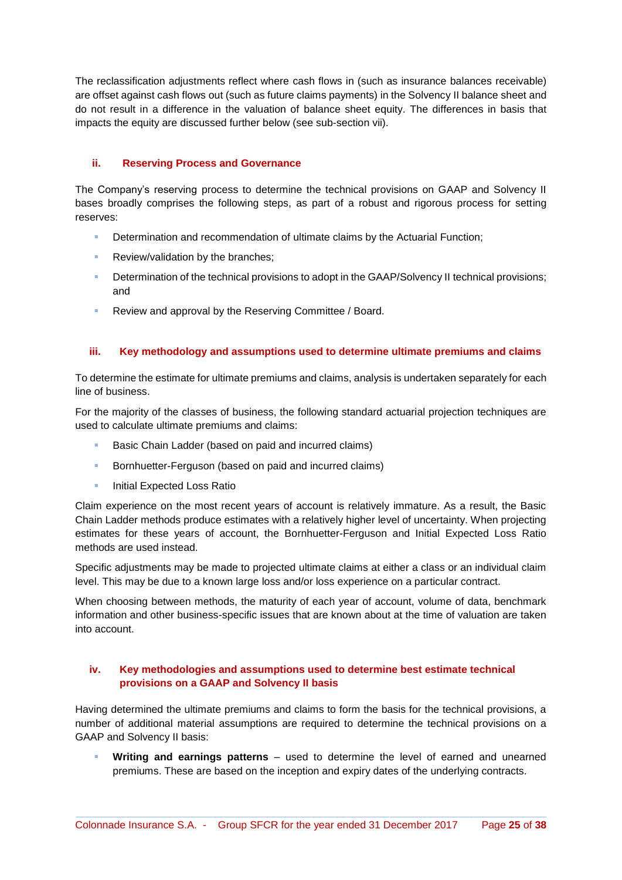The reclassification adjustments reflect where cash flows in (such as insurance balances receivable) are offset against cash flows out (such as future claims payments) in the Solvency II balance sheet and do not result in a difference in the valuation of balance sheet equity. The differences in basis that impacts the equity are discussed further below (see sub-section vii).

### ii. Reserving Process and Governance

The Company's reserving process to determine the technical provisions on GAAP and Solvency II bases broadly comprises the following steps, as part of a robust and rigorous process for setting reserves:

- Determination and recommendation of ultimate claims by the Actuarial Function;
- Review/validation by the branches;
- Determination of the technical provisions to adopt in the GAAP/Solvency II technical provisions; and
- Review and approval by the Reserving Committee / Board.

### iii. Key methodology and assumptions used to determine ultimate premiums and claims

To determine the estimate for ultimate premiums and claims, analysis is undertaken separately for each line of business.

For the majority of the classes of business, the following standard actuarial projection techniques are used to calculate ultimate premiums and claims:

- Basic Chain Ladder (based on paid and incurred claims)
- Bornhuetter-Ferguson (based on paid and incurred claims)
- Initial Expected Loss Ratio

Claim experience on the most recent years of account is relatively immature. As a result, the Basic Chain Ladder methods produce estimates with a relatively higher level of uncertainty. When projecting estimates for these years of account, the Bornhuetter-Ferguson and Initial Expected Loss Ratio methods are used instead.

Specific adjustments may be made to projected ultimate claims at either a class or an individual claim level. This may be due to a known large loss and/or loss experience on a particular contract.

When choosing between methods, the maturity of each year of account, volume of data, benchmark information and other business-specific issues that are known about at the time of valuation are taken into account.

### iv. Key methodologies and assumptions used to determine best estimate technical provisions on a GAAP and Solvency II basis

Having determined the ultimate premiums and claims to form the basis for the technical provisions, a number of additional material assumptions are required to determine the technical provisions on a GAAP and Solvency II basis:

- **Writing and earnings patterns** – used to determine the level of earned and unearned premiums. These are based on the inception and expiry dates of the underlying contracts.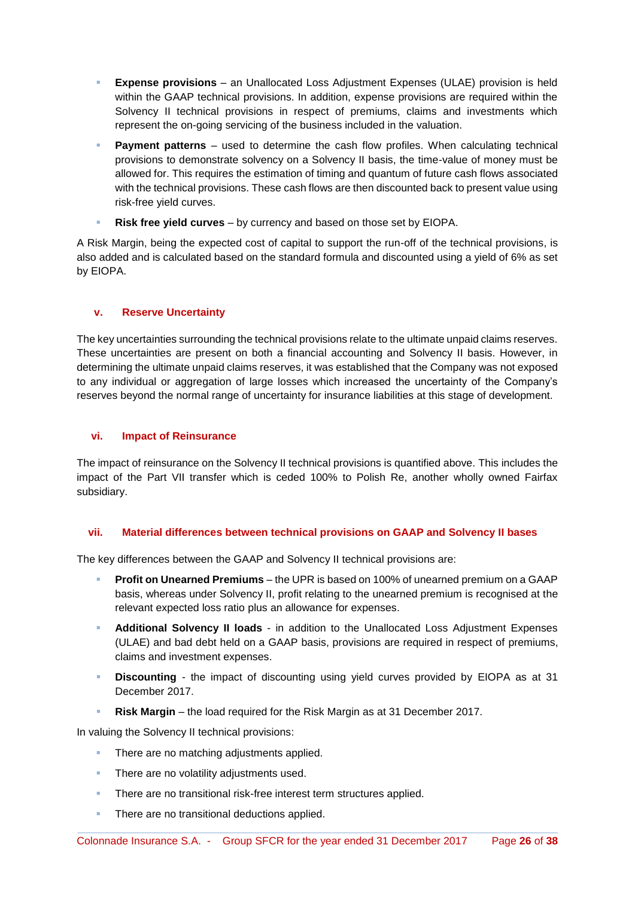- **Expense provisions** – an Unallocated Loss Adjustment Expenses (ULAE) provision is held within the GAAP technical provisions. In addition, expense provisions are required within the Solvency II technical provisions in respect of premiums, claims and investments which represent the on-going servicing of the business included in the valuation.
- **Payment patterns** – used to determine the cash flow profiles. When calculating technical provisions to demonstrate solvency on a Solvency II basis, the time-value of money must be allowed for. This requires the estimation of timing and quantum of future cash flows associated with the technical provisions. These cash flows are then discounted back to present value using risk-free yield curves.
- **Risk free yield curves** – by currency and based on those set by EIOPA.

A Risk Margin, being the expected cost of capital to support the run-off of the technical provisions, is also added and is calculated based on the standard formula and discounted using a yield of 6% as set by EIOPA.

### v. Reserve Uncertainty

The key uncertainties surrounding the technical provisions relate to the ultimate unpaid claims reserves. These uncertainties are present on both a financial accounting and Solvency II basis. However, in determining the ultimate unpaid claims reserves, it was established that the Company was not exposed to any individual or aggregation of large losses which increased the uncertainty of the Company's reserves beyond the normal range of uncertainty for insurance liabilities at this stage of development.

### vi. Impact of Reinsurance

The impact of reinsurance on the Solvency II technical provisions is quantified above. This includes the impact of the Part VII transfer which is ceded 100% to Polish Re, another wholly owned Fairfax subsidiary.

### vii. Material differences between technical provisions on GAAP and Solvency II bases

The key differences between the GAAP and Solvency II technical provisions are:

- **Profit on Unearned Premiums** – the UPR is based on 100% of unearned premium on a GAAP basis, whereas under Solvency II, profit relating to the unearned premium is recognised at the relevant expected loss ratio plus an allowance for expenses.
- **Additional Solvency II loads** - in addition to the Unallocated Loss Adjustment Expenses (ULAE) and bad debt held on a GAAP basis, provisions are required in respect of premiums, claims and investment expenses.
- **Discounting** - the impact of discounting using yield curves provided by EIOPA as at 31 December 2017.
- **Risk Margin** – the load required for the Risk Margin as at 31 December 2017.

In valuing the Solvency II technical provisions:

- There are no matching adjustments applied.
- There are no volatility adjustments used.
- There are no transitional risk-free interest term structures applied.
- There are no transitional deductions applied.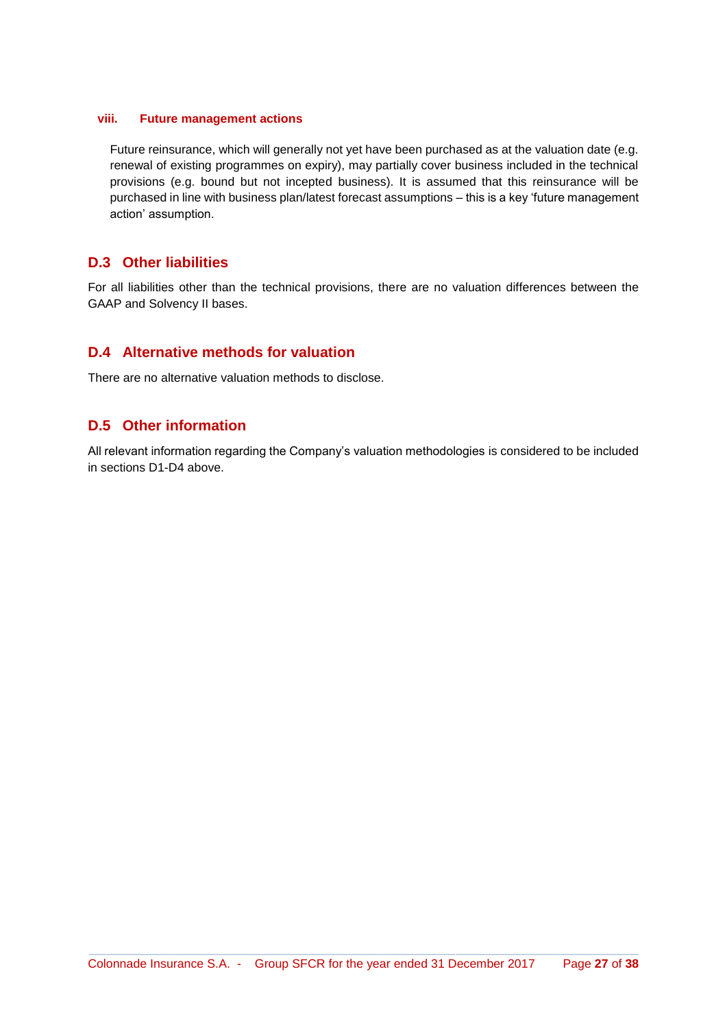#### viii. Future management actions

Future reinsurance, which will generally not yet have been purchased as at the valuation date (e.g. renewal of existing programmes on expiry), may partially cover business included in the technical provisions (e.g. bound but not incepted business). It is assumed that this reinsurance will be purchased in line with business plan/latest forecast assumptions – this is a key 'future management action' assumption.

## D.3 Other liabilities

For all liabilities other than the technical provisions, there are no valuation differences between the GAAP and Solvency II bases.

## D.4 Alternative methods for valuation

There are no alternative valuation methods to disclose.

## D.5 Other information

All relevant information regarding the Company's valuation methodologies is considered to be included in sections D1-D4 above.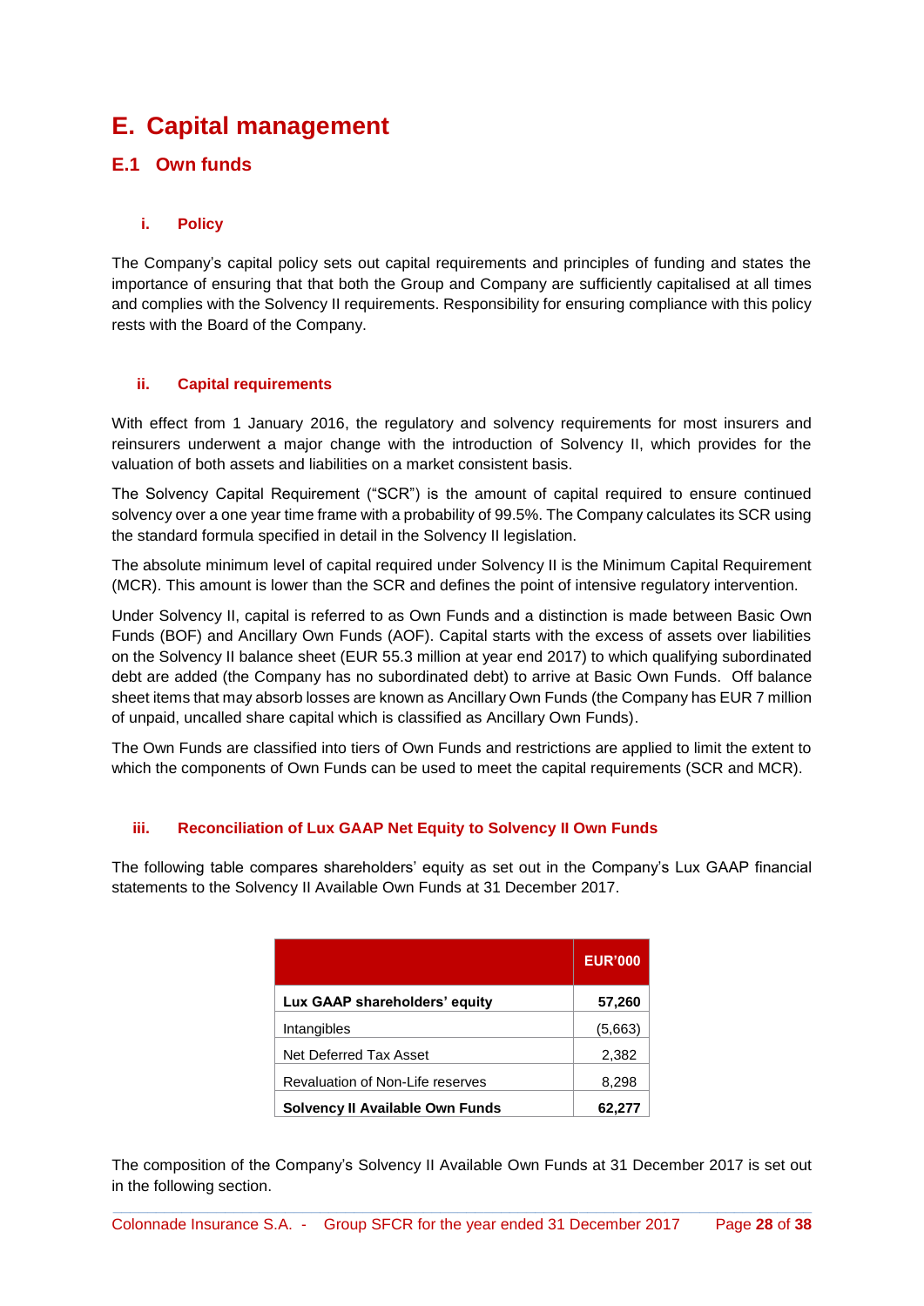# E. Capital management

## E.1 Own funds

### i. Policy

The Company's capital policy sets out capital requirements and principles of funding and states the importance of ensuring that that both the Group and Company are sufficiently capitalised at all times and complies with the Solvency II requirements. Responsibility for ensuring compliance with this policy rests with the Board of the Company.

### ii. Capital requirements

With effect from 1 January 2016, the regulatory and solvency requirements for most insurers and reinsurers underwent a major change with the introduction of Solvency II, which provides for the valuation of both assets and liabilities on a market consistent basis.

The Solvency Capital Requirement ("SCR") is the amount of capital required to ensure continued solvency over a one year time frame with a probability of 99.5%. The Company calculates its SCR using the standard formula specified in detail in the Solvency II legislation.

The absolute minimum level of capital required under Solvency II is the Minimum Capital Requirement (MCR). This amount is lower than the SCR and defines the point of intensive regulatory intervention.

Under Solvency II, capital is referred to as Own Funds and a distinction is made between Basic Own Funds (BOF) and Ancillary Own Funds (AOF). Capital starts with the excess of assets over liabilities on the Solvency II balance sheet (EUR 55.3 million at year end 2017) to which qualifying subordinated debt are added (the Company has no subordinated debt) to arrive at Basic Own Funds. Off balance sheet items that may absorb losses are known as Ancillary Own Funds (the Company has EUR 7 million of unpaid, uncalled share capital which is classified as Ancillary Own Funds).

The Own Funds are classified into tiers of Own Funds and restrictions are applied to limit the extent to which the components of Own Funds can be used to meet the capital requirements (SCR and MCR).

### iii. Reconciliation of Lux GAAP Net Equity to Solvency II Own Funds

The following table compares shareholders' equity as set out in the Company's Lux GAAP financial statements to the Solvency II Available Own Funds at 31 December 2017.

| | EUR'000 |
|---|---|
| **Lux GAAP shareholders' equity** | **57,260** |
| Intangibles | (5,663) |
| Net Deferred Tax Asset | 2,382 |
| Revaluation of Non-Life reserves | 8,298 |
| **Solvency II Available Own Funds** | **62,277** |

The composition of the Company's Solvency II Available Own Funds at 31 December 2017 is set out in the following section.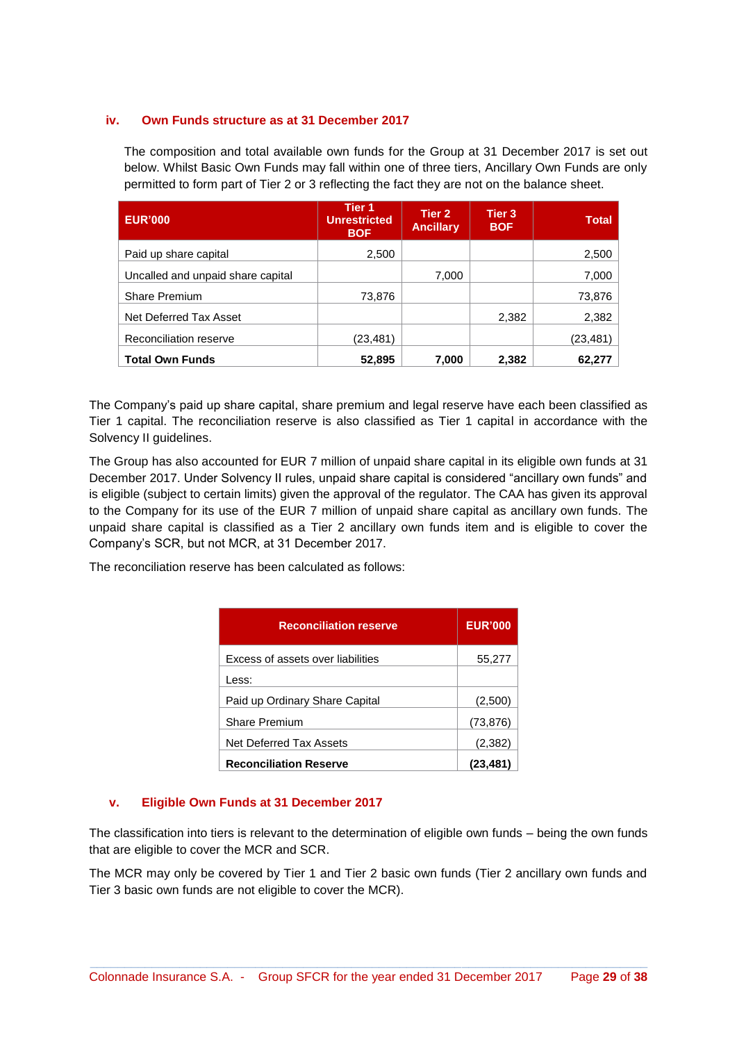### iv. Own Funds structure as at 31 December 2017

The composition and total available own funds for the Group at 31 December 2017 is set out below. Whilst Basic Own Funds may fall within one of three tiers, Ancillary Own Funds are only permitted to form part of Tier 2 or 3 reflecting the fact they are not on the balance sheet.

| EUR'000 | Tier 1 Unrestricted BOF | Tier 2 Ancillary | Tier 3 BOF | Total |
|---|---|---|---|---|
| Paid up share capital | 2,500 | | | 2,500 |
| Uncalled and unpaid share capital | | 7,000 | | 7,000 |
| Share Premium | 73,876 | | | 73,876 |
| Net Deferred Tax Asset | | | 2,382 | 2,382 |
| Reconciliation reserve | (23,481) | | | (23,481) |
| **Total Own Funds** | **52,895** | **7,000** | **2,382** | **62,277** |

The Company's paid up share capital, share premium and legal reserve have each been classified as Tier 1 capital. The reconciliation reserve is also classified as Tier 1 capital in accordance with the Solvency II guidelines.

The Group has also accounted for EUR 7 million of unpaid share capital in its eligible own funds at 31 December 2017. Under Solvency II rules, unpaid share capital is considered "ancillary own funds" and is eligible (subject to certain limits) given the approval of the regulator. The CAA has given its approval to the Company for its use of the EUR 7 million of unpaid share capital as ancillary own funds. The unpaid share capital is classified as a Tier 2 ancillary own funds item and is eligible to cover the Company's SCR, but not MCR, at 31 December 2017.

The reconciliation reserve has been calculated as follows:

| Reconciliation reserve | EUR'000 |
|---|---|
| Excess of assets over liabilities | 55,277 |
| Less: | |
| Paid up Ordinary Share Capital | (2,500) |
| Share Premium | (73,876) |
| Net Deferred Tax Assets | (2,382) |
| **Reconciliation Reserve** | **(23,481)** |

### v. Eligible Own Funds at 31 December 2017

The classification into tiers is relevant to the determination of eligible own funds – being the own funds that are eligible to cover the MCR and SCR.

The MCR may only be covered by Tier 1 and Tier 2 basic own funds (Tier 2 ancillary own funds and Tier 3 basic own funds are not eligible to cover the MCR).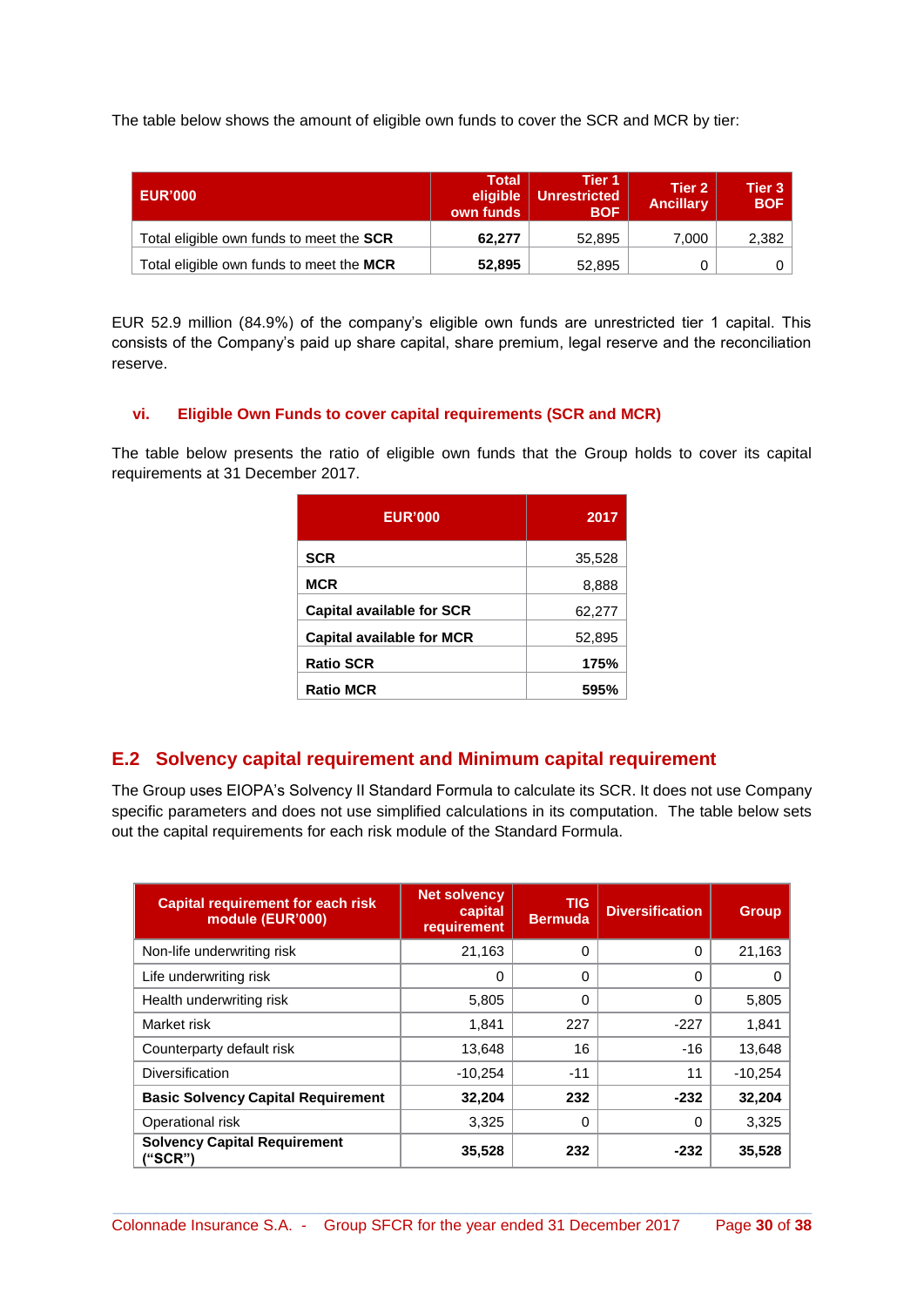The table below shows the amount of eligible own funds to cover the SCR and MCR by tier:

| EUR'000 | Total eligible own funds | Tier 1 Unrestricted BOF | Tier 2 Ancillary | Tier 3 BOF |
|---|---|---|---|---|
| Total eligible own funds to meet the **SCR** | **62,277** | 52,895 | 7,000 | 2,382 |
| Total eligible own funds to meet the **MCR** | **52,895** | 52,895 | 0 | 0 |

EUR 52.9 million (84.9%) of the company's eligible own funds are unrestricted tier 1 capital. This consists of the Company's paid up share capital, share premium, legal reserve and the reconciliation reserve.

#### vi. Eligible Own Funds to cover capital requirements (SCR and MCR)

The table below presents the ratio of eligible own funds that the Group holds to cover its capital requirements at 31 December 2017.

| EUR'000 | 2017 |
|---|---|
| **SCR** | 35,528 |
| **MCR** | 8,888 |
| **Capital available for SCR** | 62,277 |
| **Capital available for MCR** | 52,895 |
| **Ratio SCR** | **175%** |
| **Ratio MCR** | **595%** |

## E.2 Solvency capital requirement and Minimum capital requirement

The Group uses EIOPA's Solvency II Standard Formula to calculate its SCR. It does not use Company specific parameters and does not use simplified calculations in its computation. The table below sets out the capital requirements for each risk module of the Standard Formula.

| Capital requirement for each risk module (EUR'000) | Net solvency capital requirement | TIG Bermuda | Diversification | Group |
|---|---|---|---|---|
| Non-life underwriting risk | 21,163 | 0 | 0 | 21,163 |
| Life underwriting risk | 0 | 0 | 0 | 0 |
| Health underwriting risk | 5,805 | 0 | 0 | 5,805 |
| Market risk | 1,841 | 227 | -227 | 1,841 |
| Counterparty default risk | 13,648 | 16 | -16 | 13,648 |
| Diversification | -10,254 | -11 | 11 | -10,254 |
| **Basic Solvency Capital Requirement** | **32,204** | **232** | **-232** | **32,204** |
| Operational risk | 3,325 | 0 | 0 | 3,325 |
| **Solvency Capital Requirement ("SCR")** | **35,528** | **232** | **-232** | **35,528** |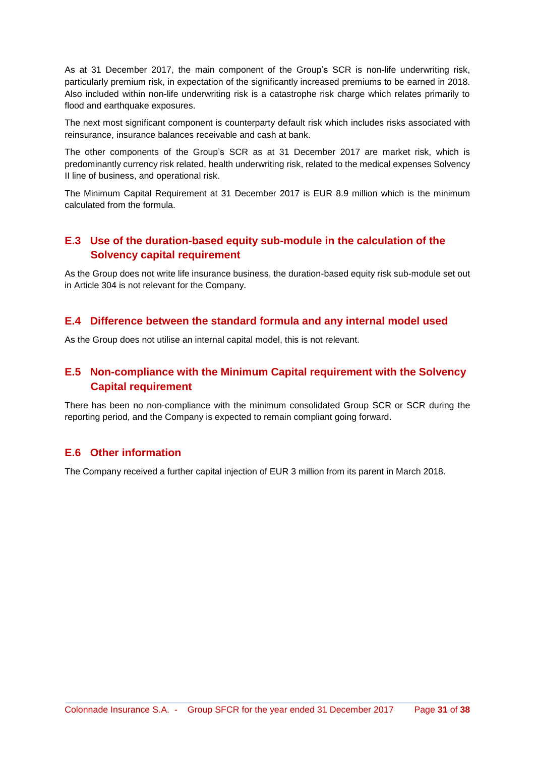As at 31 December 2017, the main component of the Group's SCR is non-life underwriting risk, particularly premium risk, in expectation of the significantly increased premiums to be earned in 2018. Also included within non-life underwriting risk is a catastrophe risk charge which relates primarily to flood and earthquake exposures.

The next most significant component is counterparty default risk which includes risks associated with reinsurance, insurance balances receivable and cash at bank.

The other components of the Group's SCR as at 31 December 2017 are market risk, which is predominantly currency risk related, health underwriting risk, related to the medical expenses Solvency II line of business, and operational risk.

The Minimum Capital Requirement at 31 December 2017 is EUR 8.9 million which is the minimum calculated from the formula.

## E.3 Use of the duration-based equity sub-module in the calculation of the Solvency capital requirement

As the Group does not write life insurance business, the duration-based equity risk sub-module set out in Article 304 is not relevant for the Company.

## E.4 Difference between the standard formula and any internal model used

As the Group does not utilise an internal capital model, this is not relevant.

## E.5 Non-compliance with the Minimum Capital requirement with the Solvency Capital requirement

There has been no non-compliance with the minimum consolidated Group SCR or SCR during the reporting period, and the Company is expected to remain compliant going forward.

## E.6 Other information

The Company received a further capital injection of EUR 3 million from its parent in March 2018.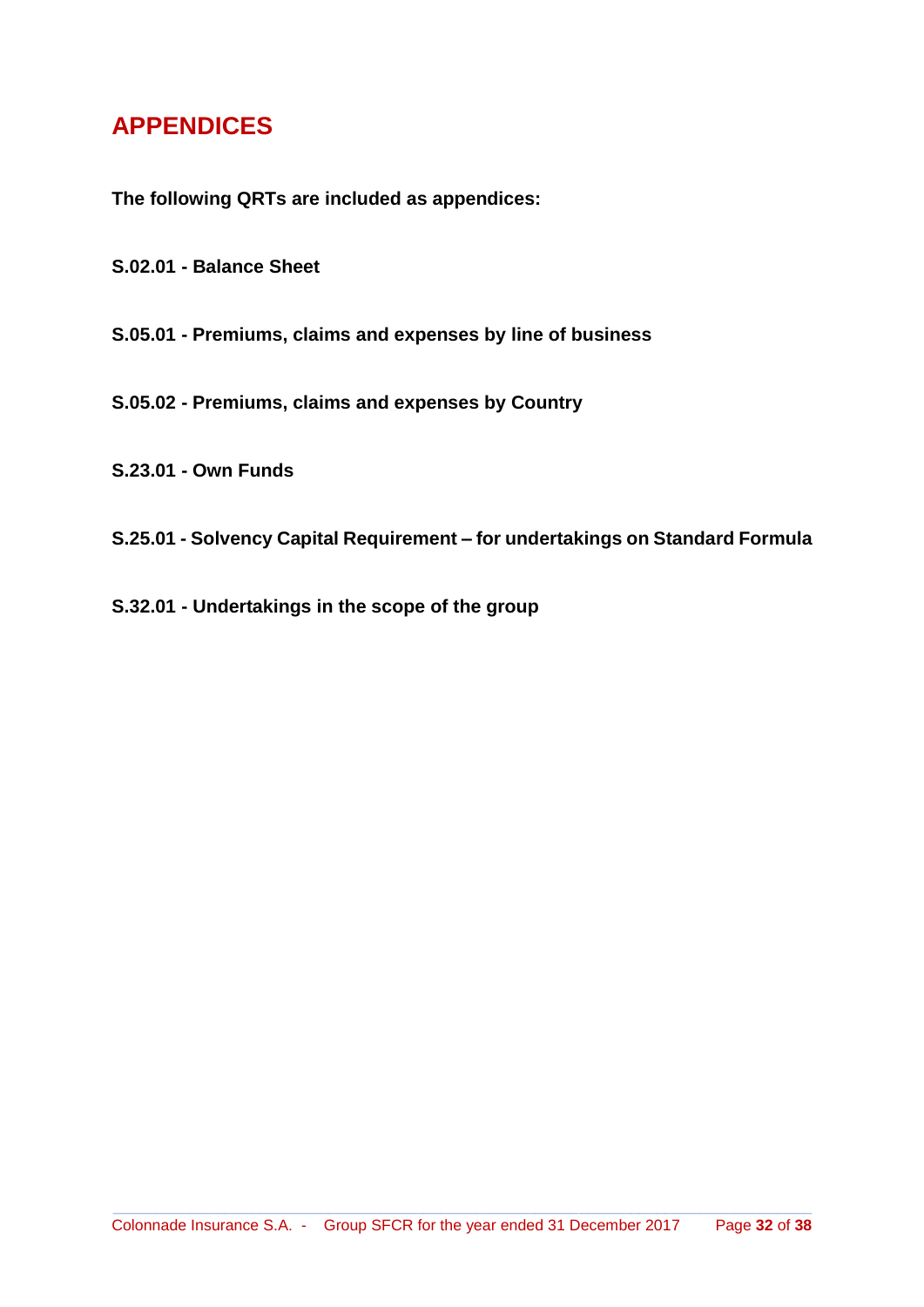# APPENDICES

**The following QRTs are included as appendices:**

**S.02.01 - Balance Sheet**

**S.05.01 - Premiums, claims and expenses by line of business**

**S.05.02 - Premiums, claims and expenses by Country**

**S.23.01 - Own Funds**

**S.25.01 - Solvency Capital Requirement – for undertakings on Standard Formula**

**S.32.01 - Undertakings in the scope of the group**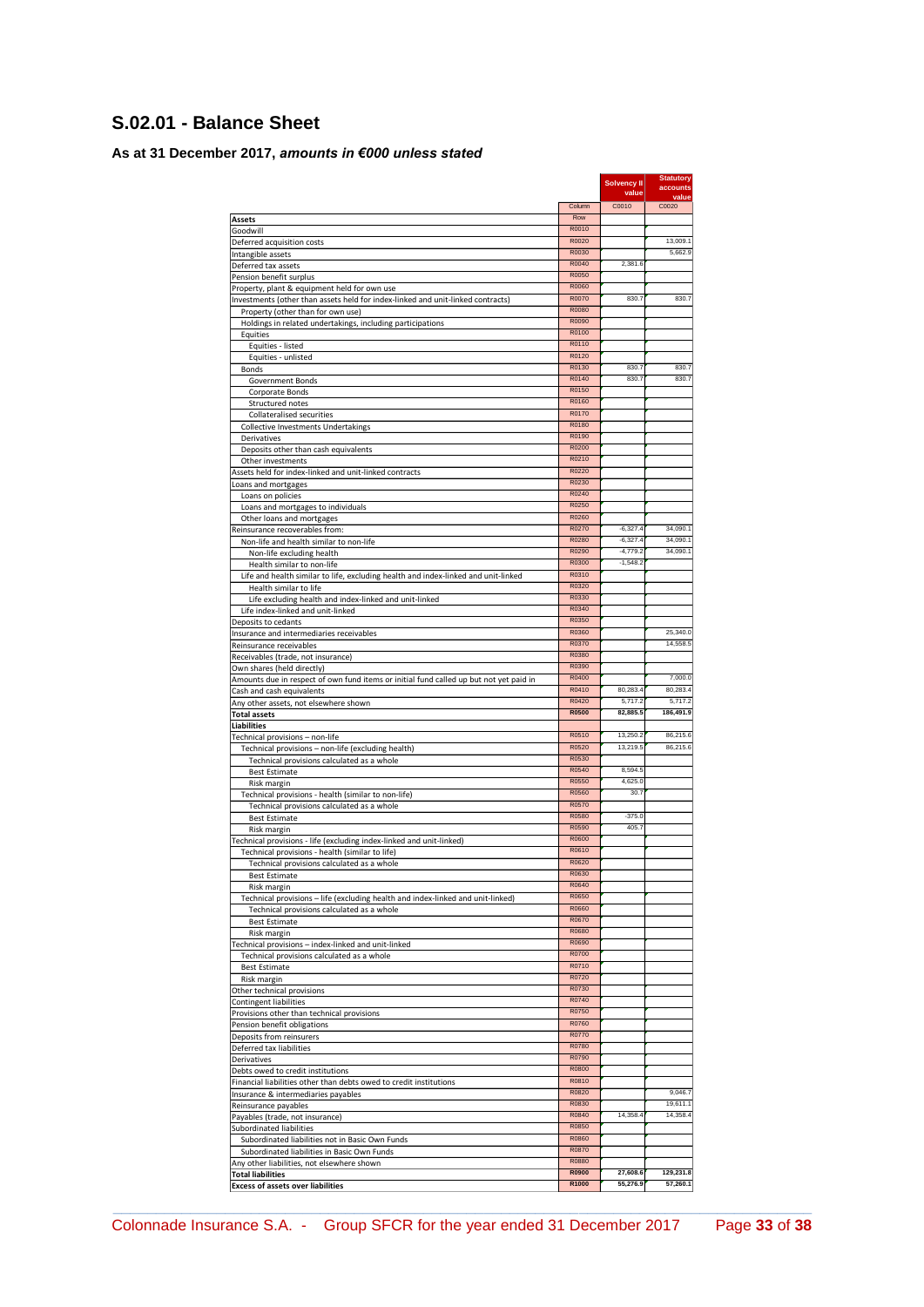# S.02.01 - Balance Sheet

### As at 31 December 2017, *amounts in €000 unless stated*

| | | Solvency II value | Statutory accounts value |
|---|---|---|---|
| | Column | C0010 | C0020 |
| **Assets** | Row | | |
| Goodwill | R0010 | | |
| Deferred acquisition costs | R0020 | | 13,009.1 |
| Intangible assets | R0030 | | 5,662.9 |
| Deferred tax assets | R0040 | 2,381.6 | |
| Pension benefit surplus | R0050 | | |
| Property, plant & equipment held for own use | R0060 | | |
| Investments (other than assets held for index-linked and unit-linked contracts) | R0070 | 830.7 | 830.7 |
| Property (other than for own use) | R0080 | | |
| Holdings in related undertakings, including participations | R0090 | | |
| Equities | R0100 | | |
| Equities - listed | R0110 | | |
| Equities - unlisted | R0120 | | |
| Bonds | R0130 | 830.7 | 830.7 |
| Government Bonds | R0140 | 830.7 | 830.7 |
| Corporate Bonds | R0150 | | |
| Structured notes | R0160 | | |
| Collateralised securities | R0170 | | |
| Collective Investments Undertakings | R0180 | | |
| Derivatives | R0190 | | |
| Deposits other than cash equivalents | R0200 | | |
| Other investments | R0210 | | |
| Assets held for index-linked and unit-linked contracts | R0220 | | |
| Loans and mortgages | R0230 | | |
| Loans on policies | R0240 | | |
| Loans and mortgages to individuals | R0250 | | |
| Other loans and mortgages | R0260 | | |
| Reinsurance recoverables from: | R0270 | -6,327.4 | 34,090.1 |
| Non-life and health similar to non-life | R0280 | -6,327.4 | 34,090.1 |
| Non-life excluding health | R0290 | -4,779.2 | 34,090.1 |
| Health similar to non-life | R0300 | -1,548.2 | |
| Life and health similar to life, excluding health and index-linked and unit-linked | R0310 | | |
| Health similar to life | R0320 | | |
| Life excluding health and index-linked and unit-linked | R0330 | | |
| Life index-linked and unit-linked | R0340 | | |
| Deposits to cedants | R0350 | | |
| Insurance and intermediaries receivables | R0360 | | 25,340.0 |
| Reinsurance receivables | R0370 | | 14,558.5 |
| Receivables (trade, not insurance) | R0380 | | |
| Own shares (held directly) | R0390 | | |
| Amounts due in respect of own fund items or initial fund called up but not yet paid in | R0400 | | 7,000.0 |
| Cash and cash equivalents | R0410 | 80,283.4 | 80,283.4 |
| Any other assets, not elsewhere shown | R0420 | 5,717.2 | 5,717.2 |
| **Total assets** | **R0500** | **82,885.5** | **186,491.9** |
| **Liabilities** | | | |
| Technical provisions – non-life | R0510 | 13,250.2 | 86,215.6 |
| Technical provisions – non-life (excluding health) | R0520 | 13,219.5 | 86,215.6 |
| Technical provisions calculated as a whole | R0530 | | |
| Best Estimate | R0540 | 8,594.5 | |
| Risk margin | R0550 | 4,625.0 | |
| Technical provisions - health (similar to non-life) | R0560 | 30.7 | |
| Technical provisions calculated as a whole | R0570 | | |
| Best Estimate | R0580 | -375.0 | |
| Risk margin | R0590 | 405.7 | |
| Technical provisions - life (excluding index-linked and unit-linked) | R0600 | | |
| Technical provisions - health (similar to life) | R0610 | | |
| Technical provisions calculated as a whole | R0620 | | |
| Best Estimate | R0630 | | |
| Risk margin | R0640 | | |
| Technical provisions – life (excluding health and index-linked and unit-linked) | R0650 | | |
| Technical provisions calculated as a whole | R0660 | | |
| Best Estimate | R0670 | | |
| Risk margin | R0680 | | |
| Technical provisions – index-linked and unit-linked | R0690 | | |
| Technical provisions calculated as a whole | R0700 | | |
| Best Estimate | R0710 | | |
| Risk margin | R0720 | | |
| Other technical provisions | R0730 | | |
| Contingent liabilities | R0740 | | |
| Provisions other than technical provisions | R0750 | | |
| Pension benefit obligations | R0760 | | |
| Deposits from reinsurers | R0770 | | |
| Deferred tax liabilities | R0780 | | |
| Derivatives | R0790 | | |
| Debts owed to credit institutions | R0800 | | |
| Financial liabilities other than debts owed to credit institutions | R0810 | | |
| Insurance & intermediaries payables | R0820 | | 9,046.7 |
| Reinsurance payables | R0830 | | 19,611.1 |
| Payables (trade, not insurance) | R0840 | 14,358.4 | 14,358.4 |
| Subordinated liabilities | R0850 | | |
| Subordinated liabilities not in Basic Own Funds | R0860 | | |
| Subordinated liabilities in Basic Own Funds | R0870 | | |
| Any other liabilities, not elsewhere shown | R0880 | | |
| **Total liabilities** | **R0900** | **27,608.6** | **129,231.8** |
| **Excess of assets over liabilities** | **R1000** | **55,276.9** | **57,260.1** |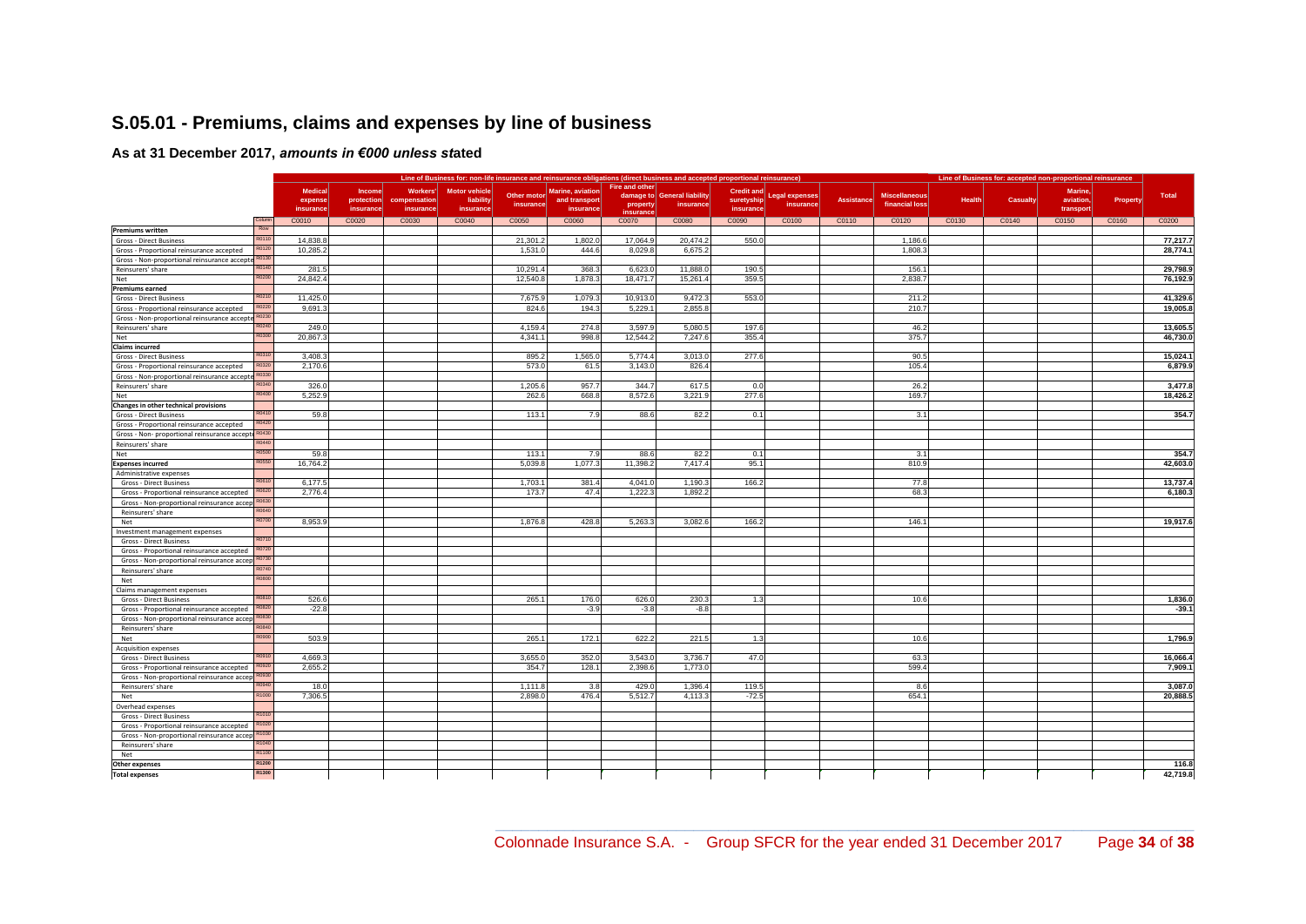# S.05.01 - Premiums, claims and expenses by line of business

### As at 31 December 2017, *amounts in €000 unless stated*

| | | Line of Business for: non-life insurance and reinsurance obligations (direct business and accepted proportional reinsurance) | | | | | | | | | | | | Line of Business for: accepted non-proportional reinsurance | | | | |
|---|---|---|---|---|---|---|---|---|---|---|---|---|---|---|---|---|---|---|
| | | Medical expense insurance | Income protection insurance | Workers' compensation insurance | Motor vehicle liability insurance | Other motor insurance | Marine, aviation and transport insurance | Fire and other damage to property insurance | General liability insurance | Credit and suretyship insurance | Legal expenses insurance | Assistance | Miscellaneous financial loss | Health | Casualty | Marine, aviation, transport | Property | Total |
| | Column | C0010 | C0020 | C0030 | C0040 | C0050 | C0060 | C0070 | C0080 | C0090 | C0100 | C0110 | C0120 | C0130 | C0140 | C0150 | C0160 | C0200 |
| **Premiums written** | Row | | | | | | | | | | | | | | | | | |
| Gross - Direct Business | R0110 | 14,838.8 | | | | 21,301.2 | 1,802.0 | 17,064.9 | 20,474.2 | 550.0 | | | 1,186.6 | | | | | 77,217.7 |
| Gross - Proportional reinsurance accepted | R0120 | 10,285.2 | | | | 1,531.0 | 444.6 | 8,029.8 | 6,675.2 | | | | 1,808.3 | | | | | 28,774.1 |
| Gross - Non-proportional reinsurance accepted | R0130 | | | | | | | | | | | | | | | | | |
| Reinsurers' share | R0140 | 281.5 | | | | 10,291.4 | 368.3 | 6,623.0 | 11,888.0 | 190.5 | | | 156.1 | | | | | 29,798.9 |
| Net | R0200 | 24,842.4 | | | | 12,540.8 | 1,878.3 | 18,471.7 | 15,261.4 | 359.5 | | | 2,838.7 | | | | | 76,192.9 |
| **Premiums earned** | | | | | | | | | | | | | | | | | | |
| Gross - Direct Business | R0210 | 11,425.0 | | | | 7,675.9 | 1,079.3 | 10,913.0 | 9,472.3 | 553.0 | | | 211.2 | | | | | 41,329.6 |
| Gross - Proportional reinsurance accepted | R0220 | 9,691.3 | | | | 824.6 | 194.3 | 5,229.1 | 2,855.8 | | | | 210.7 | | | | | 19,005.8 |
| Gross - Non-proportional reinsurance accepted | R0230 | | | | | | | | | | | | | | | | | |
| Reinsurers' share | R0240 | 249.0 | | | | 4,159.4 | 274.8 | 3,597.9 | 5,080.5 | 197.6 | | | 46.2 | | | | | 13,605.5 |
| Net | R0300 | 20,867.3 | | | | 4,341.1 | 998.8 | 12,544.2 | 7,247.6 | 355.4 | | | 375.7 | | | | | 46,730.0 |
| **Claims incurred** | | | | | | | | | | | | | | | | | | |
| Gross - Direct Business | R0310 | 3,408.3 | | | | 895.2 | 1,565.0 | 5,774.4 | 3,013.0 | 277.6 | | | 90.5 | | | | | 15,024.1 |
| Gross - Proportional reinsurance accepted | R0320 | 2,170.6 | | | | 573.0 | 61.5 | 3,143.0 | 826.4 | | | | 105.4 | | | | | 6,879.9 |
| Gross - Non-proportional reinsurance accepted | R0330 | | | | | | | | | | | | | | | | | |
| Reinsurers' share | R0340 | 326.0 | | | | 1,205.6 | 957.7 | 344.7 | 617.5 | 0.0 | | | 26.2 | | | | | 3,477.8 |
| Net | R0400 | 5,252.9 | | | | 262.6 | 668.8 | 8,572.6 | 3,221.9 | 277.6 | | | 169.7 | | | | | 18,426.2 |
| **Changes in other technical provisions** | | | | | | | | | | | | | | | | | | |
| Gross - Direct Business | R0410 | 59.8 | | | | 113.1 | 7.9 | 88.6 | 82.2 | 0.1 | | | 3.1 | | | | | 354.7 |
| Gross - Proportional reinsurance accepted | R0420 | | | | | | | | | | | | | | | | | |
| Gross - Non- proportional reinsurance accepted | R0430 | | | | | | | | | | | | | | | | | |
| Reinsurers' share | R0440 | | | | | | | | | | | | | | | | | |
| Net | R0500 | 59.8 | | | | 113.1 | 7.9 | 88.6 | 82.2 | 0.1 | | | 3.1 | | | | | 354.7 |
| **Expenses incurred** | R0550 | 16,764.2 | | | | 5,039.8 | 1,077.3 | 11,398.2 | 7,417.4 | 95.1 | | | 810.9 | | | | | 42,603.0 |
| Administrative expenses | | | | | | | | | | | | | | | | | | |
| Gross - Direct Business | R0610 | 6,177.5 | | | | 1,703.1 | 381.4 | 4,041.0 | 1,190.3 | 166.2 | | | 77.8 | | | | | 13,737.4 |
| Gross - Proportional reinsurance accepted | R0620 | 2,776.4 | | | | 173.7 | 47.4 | 1,222.3 | 1,892.2 | | | | 68.3 | | | | | 6,180.3 |
| Gross - Non-proportional reinsurance accepted | R0630 | | | | | | | | | | | | | | | | | |
| Reinsurers' share | R0640 | | | | | | | | | | | | | | | | | |
| Net | R0700 | 8,953.9 | | | | 1,876.8 | 428.8 | 5,263.3 | 3,082.6 | 166.2 | | | 146.1 | | | | | 19,917.6 |
| Investment management expenses | | | | | | | | | | | | | | | | | | |
| Gross - Direct Business | R0710 | | | | | | | | | | | | | | | | | |
| Gross - Proportional reinsurance accepted | R0720 | | | | | | | | | | | | | | | | | |
| Gross - Non-proportional reinsurance accepted | R0730 | | | | | | | | | | | | | | | | | |
| Reinsurers' share | R0740 | | | | | | | | | | | | | | | | | |
| Net | R0800 | | | | | | | | | | | | | | | | | |
| Claims management expenses | | | | | | | | | | | | | | | | | | |
| Gross - Direct Business | R0810 | 526.6 | | | | 265.1 | 176.0 | 626.0 | 230.3 | 1.3 | | | 10.6 | | | | | 1,836.0 |
| Gross - Proportional reinsurance accepted | R0820 | -22.8 | | | | | -3.9 | -3.8 | -8.8 | | | | | | | | | -39.1 |
| Gross - Non-proportional reinsurance accepted | R0830 | | | | | | | | | | | | | | | | | |
| Reinsurers' share | R0840 | | | | | | | | | | | | | | | | | |
| Net | R0900 | 503.9 | | | | 265.1 | 172.1 | 622.2 | 221.5 | 1.3 | | | 10.6 | | | | | 1,796.9 |
| Acquisition expenses | | | | | | | | | | | | | | | | | | |
| Gross - Direct Business | R0910 | 4,669.3 | | | | 3,655.0 | 352.0 | 3,543.0 | 3,736.7 | 47.0 | | | 63.3 | | | | | 16,066.4 |
| Gross - Proportional reinsurance accepted | R0920 | 2,655.2 | | | | 354.7 | 128.1 | 2,398.6 | 1,773.0 | | | | 599.4 | | | | | 7,909.1 |
| Gross - Non-proportional reinsurance accepted | R0930 | | | | | | | | | | | | | | | | | |
| Reinsurers' share | R0940 | 18.0 | | | | 1,111.8 | 3.8 | 429.0 | 1,396.4 | 119.5 | | | 8.6 | | | | | 3,087.0 |
| Net | R1000 | 7,306.5 | | | | 2,898.0 | 476.4 | 5,512.7 | 4,113.3 | -72.5 | | | 654.1 | | | | | 20,888.5 |
| Overhead expenses | | | | | | | | | | | | | | | | | | |
| Gross - Direct Business | R1010 | | | | | | | | | | | | | | | | | |
| Gross - Proportional reinsurance accepted | R1020 | | | | | | | | | | | | | | | | | |
| Gross - Non-proportional reinsurance accepted | R1030 | | | | | | | | | | | | | | | | | |
| Reinsurers' share | R1040 | | | | | | | | | | | | | | | | | |
| Net | R1100 | | | | | | | | | | | | | | | | | |
| **Other expenses** | R1200 | | | | | | | | | | | | | | | | | 116.8 |
| **Total expenses** | R1300 | | | | | | | | | | | | | | | | | 42,719.8 |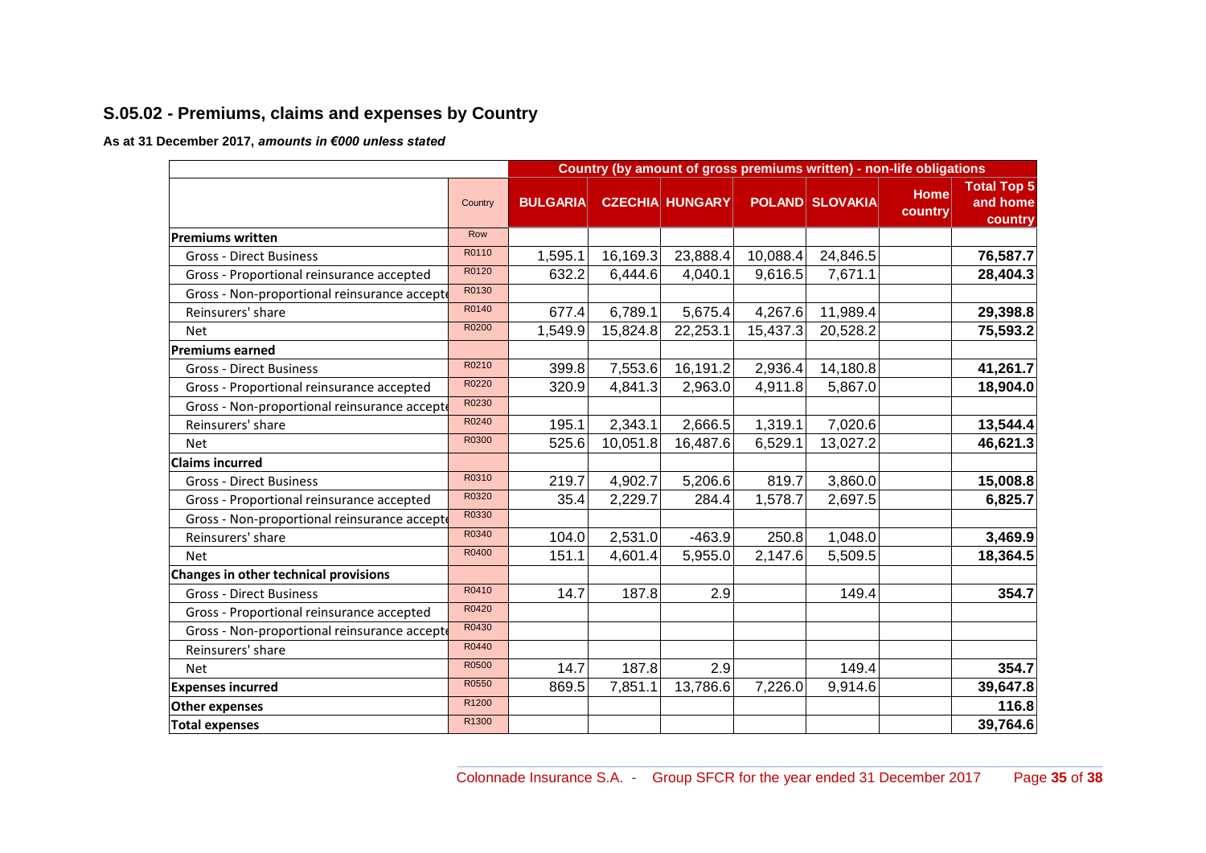## S.05.02 - Premiums, claims and expenses by Country

**As at 31 December 2017, *amounts in €000 unless stated***

| | | Country (by amount of gross premiums written) - non-life obligations | | | | | | |
|---|---|---|---|---|---|---|---|---|
| | Country | BULGARIA | CZECHIA | HUNGARY | POLAND | SLOVAKIA | Home country | Total Top 5 and home country |
| **Premiums written** | Row | | | | | | | |
| Gross - Direct Business | R0110 | 1,595.1 | 16,169.3 | 23,888.4 | 10,088.4 | 24,846.5 | | **76,587.7** |
| Gross - Proportional reinsurance accepted | R0120 | 632.2 | 6,444.6 | 4,040.1 | 9,616.5 | 7,671.1 | | **28,404.3** |
| Gross - Non-proportional reinsurance accepted | R0130 | | | | | | | |
| Reinsurers' share | R0140 | 677.4 | 6,789.1 | 5,675.4 | 4,267.6 | 11,989.4 | | **29,398.8** |
| Net | R0200 | 1,549.9 | 15,824.8 | 22,253.1 | 15,437.3 | 20,528.2 | | **75,593.2** |
| **Premiums earned** | | | | | | | | |
| Gross - Direct Business | R0210 | 399.8 | 7,553.6 | 16,191.2 | 2,936.4 | 14,180.8 | | **41,261.7** |
| Gross - Proportional reinsurance accepted | R0220 | 320.9 | 4,841.3 | 2,963.0 | 4,911.8 | 5,867.0 | | **18,904.0** |
| Gross - Non-proportional reinsurance accepted | R0230 | | | | | | | |
| Reinsurers' share | R0240 | 195.1 | 2,343.1 | 2,666.5 | 1,319.1 | 7,020.6 | | **13,544.4** |
| Net | R0300 | 525.6 | 10,051.8 | 16,487.6 | 6,529.1 | 13,027.2 | | **46,621.3** |
| **Claims incurred** | | | | | | | | |
| Gross - Direct Business | R0310 | 219.7 | 4,902.7 | 5,206.6 | 819.7 | 3,860.0 | | **15,008.8** |
| Gross - Proportional reinsurance accepted | R0320 | 35.4 | 2,229.7 | 284.4 | 1,578.7 | 2,697.5 | | **6,825.7** |
| Gross - Non-proportional reinsurance accepted | R0330 | | | | | | | |
| Reinsurers' share | R0340 | 104.0 | 2,531.0 | -463.9 | 250.8 | 1,048.0 | | **3,469.9** |
| Net | R0400 | 151.1 | 4,601.4 | 5,955.0 | 2,147.6 | 5,509.5 | | **18,364.5** |
| **Changes in other technical provisions** | | | | | | | | |
| Gross - Direct Business | R0410 | 14.7 | 187.8 | 2.9 | | 149.4 | | **354.7** |
| Gross - Proportional reinsurance accepted | R0420 | | | | | | | |
| Gross - Non-proportional reinsurance accepted | R0430 | | | | | | | |
| Reinsurers' share | R0440 | | | | | | | |
| Net | R0500 | 14.7 | 187.8 | 2.9 | | 149.4 | | **354.7** |
| **Expenses incurred** | R0550 | 869.5 | 7,851.1 | 13,786.6 | 7,226.0 | 9,914.6 | | **39,647.8** |
| **Other expenses** | R1200 | | | | | | | **116.8** |
| **Total expenses** | R1300 | | | | | | | **39,764.6** |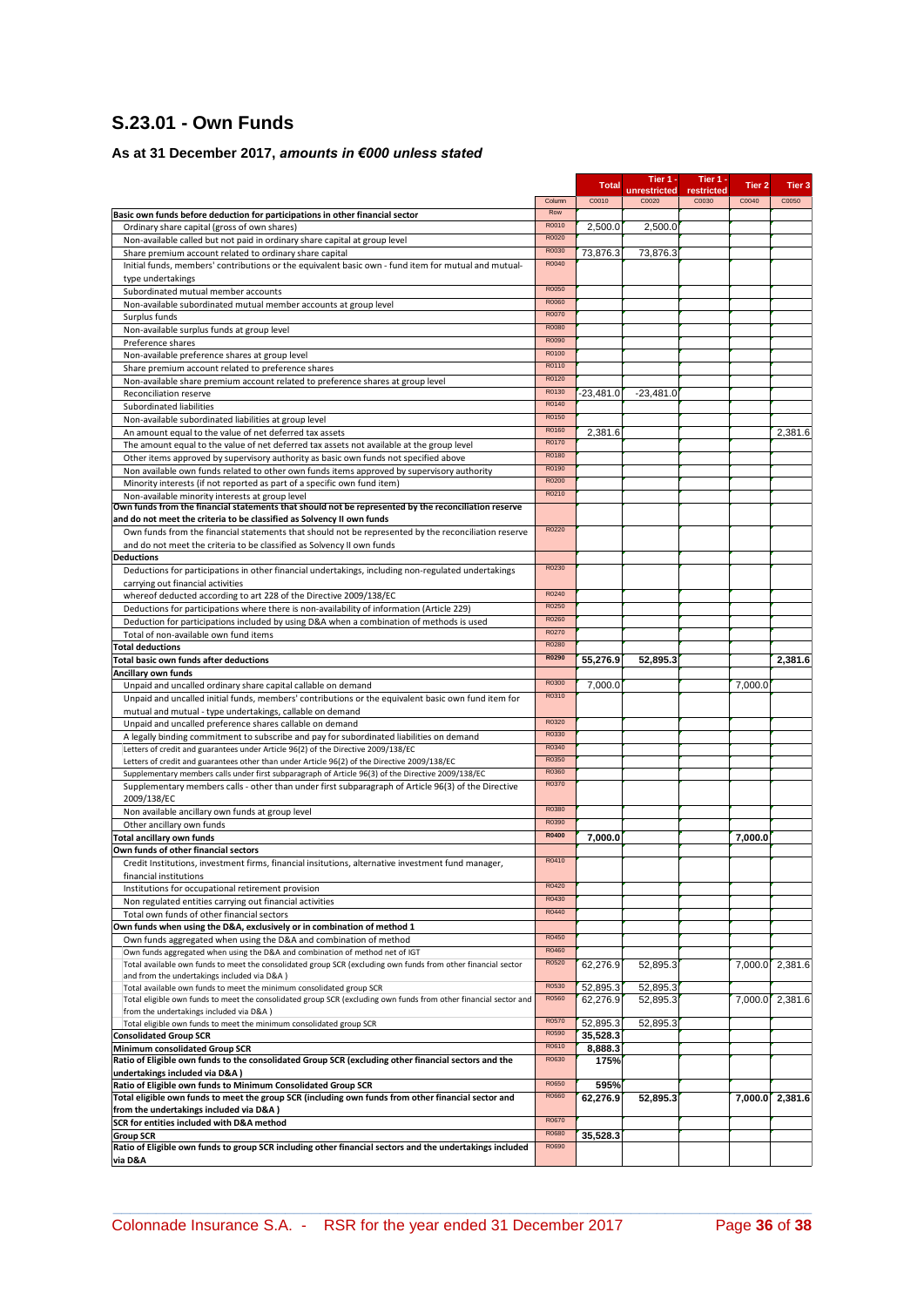## S.23.01 - Own Funds

### As at 31 December 2017, *amounts in €000 unless stated*

| | | Total | Tier 1 - unrestricted | Tier 1 - restricted | Tier 2 | Tier 3 |
|---|---|---|---|---|---|---|
| | Column | C0010 | C0020 | C0030 | C0040 | C0050 |
| **Basic own funds before deduction for participations in other financial sector** | Row | | | | | |
| Ordinary share capital (gross of own shares) | R0010 | 2,500.0 | 2,500.0 | | | |
| Non-available called but not paid in ordinary share capital at group level | R0020 | | | | | |
| Share premium account related to ordinary share capital | R0030 | 73,876.3 | 73,876.3 | | | |
| Initial funds, members' contributions or the equivalent basic own - fund item for mutual and mutual-type undertakings | R0040 | | | | | |
| Subordinated mutual member accounts | R0050 | | | | | |
| Non-available subordinated mutual member accounts at group level | R0060 | | | | | |
| Surplus funds | R0070 | | | | | |
| Non-available surplus funds at group level | R0080 | | | | | |
| Preference shares | R0090 | | | | | |
| Non-available preference shares at group level | R0100 | | | | | |
| Share premium account related to preference shares | R0110 | | | | | |
| Non-available share premium account related to preference shares at group level | R0120 | | | | | |
| Reconciliation reserve | R0130 | -23,481.0 | -23,481.0 | | | |
| Subordinated liabilities | R0140 | | | | | |
| Non-available subordinated liabilities at group level | R0150 | | | | | |
| An amount equal to the value of net deferred tax assets | R0160 | 2,381.6 | | | | 2,381.6 |
| The amount equal to the value of net deferred tax assets not available at the group level | R0170 | | | | | |
| Other items approved by supervisory authority as basic own funds not specified above | R0180 | | | | | |
| Non available own funds related to other own funds items approved by supervisory authority | R0190 | | | | | |
| Minority interests (if not reported as part of a specific own fund item) | R0200 | | | | | |
| Non-available minority interests at group level | R0210 | | | | | |
| **Own funds from the financial statements that should not be represented by the reconciliation reserve and do not meet the criteria to be classified as Solvency II own funds** | | | | | | |
| Own funds from the financial statements that should not be represented by the reconciliation reserve and do not meet the criteria to be classified as Solvency II own funds | R0220 | | | | | |
| **Deductions** | | | | | | |
| Deductions for participations in other financial undertakings, including non-regulated undertakings carrying out financial activities | R0230 | | | | | |
| whereof deducted according to art 228 of the Directive 2009/138/EC | R0240 | | | | | |
| Deductions for participations where there is non-availability of information (Article 229) | R0250 | | | | | |
| Deduction for participations included by using D&A when a combination of methods is used | R0260 | | | | | |
| Total of non-available own fund items | R0270 | | | | | |
| **Total deductions** | R0280 | | | | | |
| **Total basic own funds after deductions** | R0290 | **55,276.9** | **52,895.3** | | | **2,381.6** |
| **Ancillary own funds** | | | | | | |
| Unpaid and uncalled ordinary share capital callable on demand | R0300 | 7,000.0 | | | 7,000.0 | |
| Unpaid and uncalled initial funds, members' contributions or the equivalent basic own fund item for mutual and mutual - type undertakings, callable on demand | R0310 | | | | | |
| Unpaid and uncalled preference shares callable on demand | R0320 | | | | | |
| A legally binding commitment to subscribe and pay for subordinated liabilities on demand | R0330 | | | | | |
| Letters of credit and guarantees under Article 96(2) of the Directive 2009/138/EC | R0340 | | | | | |
| Letters of credit and guarantees other than under Article 96(2) of the Directive 2009/138/EC | R0350 | | | | | |
| Supplementary members calls under first subparagraph of Article 96(3) of the Directive 2009/138/EC | R0360 | | | | | |
| Supplementary members calls - other than under first subparagraph of Article 96(3) of the Directive 2009/138/EC | R0370 | | | | | |
| Non available ancillary own funds at group level | R0380 | | | | | |
| Other ancillary own funds | R0390 | | | | | |
| **Total ancillary own funds** | R0400 | **7,000.0** | | | **7,000.0** | |
| **Own funds of other financial sectors** | | | | | | |
| Credit Institutions, investment firms, financial insitutions, alternative investment fund manager, financial institutions | R0410 | | | | | |
| Institutions for occupational retirement provision | R0420 | | | | | |
| Non regulated entities carrying out financial activities | R0430 | | | | | |
| Total own funds of other financial sectors | R0440 | | | | | |
| **Own funds when using the D&A, exclusively or in combination of method 1** | | | | | | |
| Own funds aggregated when using the D&A and combination of method | R0450 | | | | | |
| Own funds aggregated when using the D&A and combination of method net of IGT | R0460 | | | | | |
| Total available own funds to meet the consolidated group SCR (excluding own funds from other financial sector and from the undertakings included via D&A ) | R0520 | 62,276.9 | 52,895.3 | | 7,000.0 | 2,381.6 |
| Total available own funds to meet the minimum consolidated group SCR | R0530 | 52,895.3 | 52,895.3 | | | |
| Total eligible own funds to meet the consolidated group SCR (excluding own funds from other financial sector and from the undertakings included via D&A ) | R0560 | 62,276.9 | 52,895.3 | | 7,000.0 | 2,381.6 |
| Total eligible own funds to meet the minimum consolidated group SCR | R0570 | 52,895.3 | 52,895.3 | | | |
| **Consolidated Group SCR** | R0590 | **35,528.3** | | | | |
| **Minimum consolidated Group SCR** | R0610 | **8,888.3** | | | | |
| **Ratio of Eligible own funds to the consolidated Group SCR (excluding other financial sectors and the undertakings included via D&A )** | R0630 | **175%** | | | | |
| **Ratio of Eligible own funds to Minimum Consolidated Group SCR** | R0650 | **595%** | | | | |
| **Total eligible own funds to meet the group SCR (including own funds from other financial sector and from the undertakings included via D&A )** | R0660 | **62,276.9** | **52,895.3** | | **7,000.0** | **2,381.6** |
| **SCR for entities included with D&A method** | R0670 | | | | | |
| **Group SCR** | R0680 | **35,528.3** | | | | |
| **Ratio of Eligible own funds to group SCR including other financial sectors and the undertakings included via D&A** | R0690 | | | | | |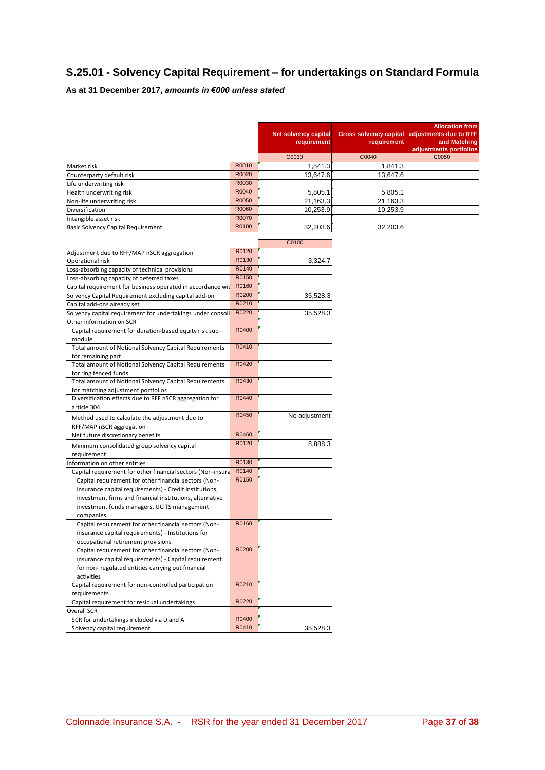## S.25.01 - Solvency Capital Requirement – for undertakings on Standard Formula

**As at 31 December 2017,** ***amounts in €000 unless stated***

| | | Net solvency capital requirement | Gross solvency capital requirement | Allocation from adjustments due to RFF and Matching adjustments portfolios |
|---|---|---|---|---|
| | | C0030 | C0040 | C0050 |
| Market risk | R0010 | 1,841.3 | 1,841.3 | |
| Counterparty default risk | R0020 | 13,647.6 | 13,647.6 | |
| Life underwriting risk | R0030 | | | |
| Health underwriting risk | R0040 | 5,805.1 | 5,805.1 | |
| Non-life underwriting risk | R0050 | 21,163.3 | 21,163.3 | |
| Diversification | R0060 | -10,253.9 | -10,253.9 | |
| Intangible asset risk | R0070 | | | |
| Basic Solvency Capital Requirement | R0100 | 32,203.6 | 32,203.6 | |

| | | C0100 |
|---|---|---|
| Adjustment due to RFF/MAP nSCR aggregation | R0120 | |
| Operational risk | R0130 | 3,324.7 |
| Loss-absorbing capacity of technical provisions | R0140 | |
| Loss-absorbing capacity of deferred taxes | R0150 | |
| Capital requirement for business operated in accordance wit | R0160 | |
| Solvency Capital Requirement excluding capital add-on | R0200 | 35,528.3 |
| Capital add-ons already set | R0210 | |
| Solvency capital requirement for undertakings under consoli | R0220 | 35,528.3 |
| Other information on SCR | | |
| Capital requirement for duration-based equity risk sub-module | R0400 | |
| Total amount of Notional Solvency Capital Requirements for remaining part | R0410 | |
| Total amount of Notional Solvency Capital Requirements for ring fenced funds | R0420 | |
| Total amount of Notional Solvency Capital Requirements for matching adjustment portfolios | R0430 | |
| Diversification effects due to RFF nSCR aggregation for article 304 | R0440 | |
| Method used to calculate the adjustment due to RFF/MAP nSCR aggregation | R0450 | No adjustment |
| Net future discretionary benefits | R0460 | |
| Minimum consolidated group solvency capital requirement | R0120 | 8,888.3 |
| Information on other entities | R0130 | |
| Capital requirement for other financial sectors (Non-insura | R0140 | |
| Capital requirement for other financial sectors (Non-insurance capital requirements) - Credit institutions, investment firms and financial institutions, alternative investment funds managers, UCITS management companies | R0150 | |
| Capital requirement for other financial sectors (Non-insurance capital requirements) - Institutions for occupational retirement provisions | R0160 | |
| Capital requirement for other financial sectors (Non-insurance capital requirements) - Capital requirement for non- regulated entities carrying out financial activities | R0200 | |
| Capital requirement for non-controlled participation requirements | R0210 | |
| Capital requirement for residual undertakings | R0220 | |
| Overall SCR | | |
| SCR for undertakings included via D and A | R0400 | |
| Solvency capital requirement | R0410 | 35,528.3 |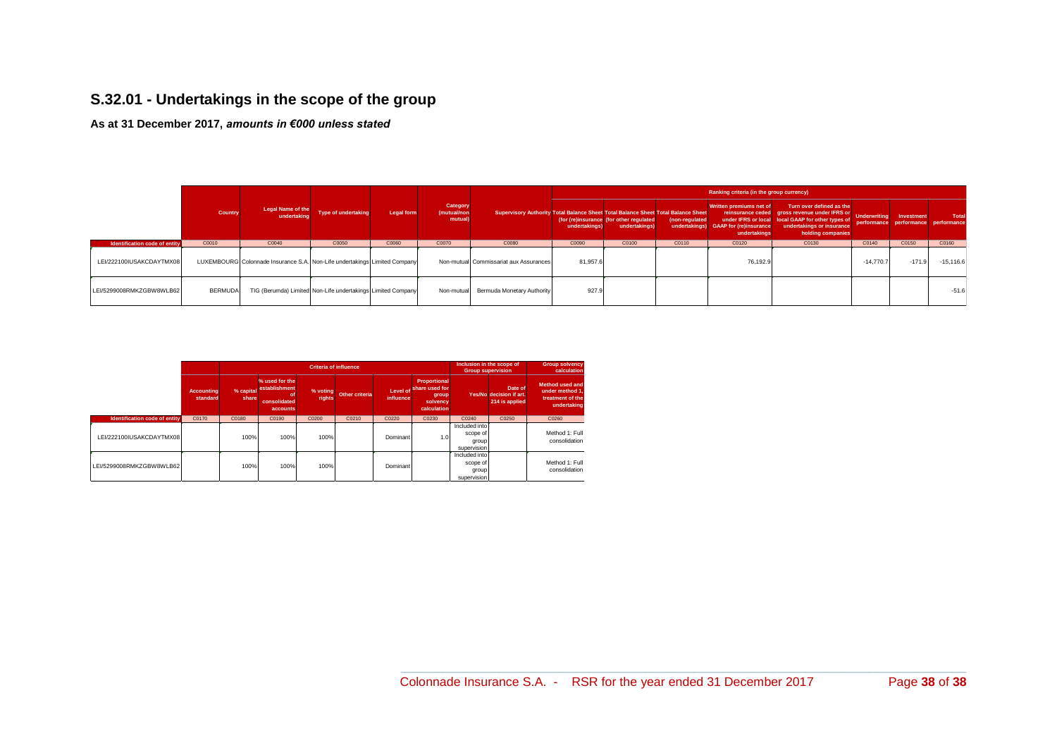## S.32.01 - Undertakings in the scope of the group

**As at 31 December 2017, *amounts in €000 unless stated***

| | Country | Legal Name of the undertaking | Type of undertaking | Legal form | Category (mutual/non mutual) | Supervisory Authority | Ranking criteria (in the group currency) | | | | | | | |
|---|---|---|---|---|---|---|---|---|---|---|---|---|---|---|
| | | | | | | | Total Balance Sheet (for (re)insurance undertakings) | Total Balance Sheet (for other regulated undertakings) | Total Balance Sheet (non-regulated undertakings) | Written premiums net of reinsurance ceded under IFRS or local GAAP for (re)insurance undertakings | Turn over defined as the gross revenue under IFRS or local GAAP for other types of undertakings or insurance holding companies | Underwriting performance | Investment performance | Total performance |
| Identification code of entity | C0010 | C0040 | C0050 | C0060 | C0070 | C0080 | C0090 | C0100 | C0110 | C0120 | C0130 | C0140 | C0150 | C0160 |
| LEI/222100IUSAKCDAYTMX08 | LUXEMBOURG | Colonnade Insurance S.A. | Non-Life undertakings | Limited Company | Non-mutual | Commissariat aux Assurances | 81,957.6 | | | 76,192.9 | | -14,770.7 | -171.9 | -15,116.6 |
| LEI/5299008RMKZGBW8WLB62 | BERMUDA | TIG (Berumda) Limited | Non-Life undertakings | Limited Company | Non-mutual | Bermuda Monetary Authority | 927.9 | | | | | | | -51.6 |

| | | Criteria of influence | | | | | | Inclusion in the scope of Group supervision | | Group solvency calculation |
|---|---|---|---|---|---|---|---|---|---|---|
| | Accounting standard | % capital share | % used for the establishment of consolidated accounts | % voting rights | Other criteria | Level of influence | Proportional share used for group solvency calculation | Yes/No | Date of decision if art. 214 is applied | Method used and under method 1, treatment of the undertaking |
| Identification code of entity | C0170 | C0180 | C0190 | C0200 | C0210 | C0220 | C0230 | C0240 | C0250 | C0260 |
| LEI/222100IUSAKCDAYTMX08 | | 100% | 100% | 100% | | Dominant | 1.0 | Included into scope of group supervision | | Method 1: Full consolidation |
| LEI/5299008RMKZGBW8WLB62 | | 100% | 100% | 100% | | Dominant | | Included into scope of group supervision | | Method 1: Full consolidation |